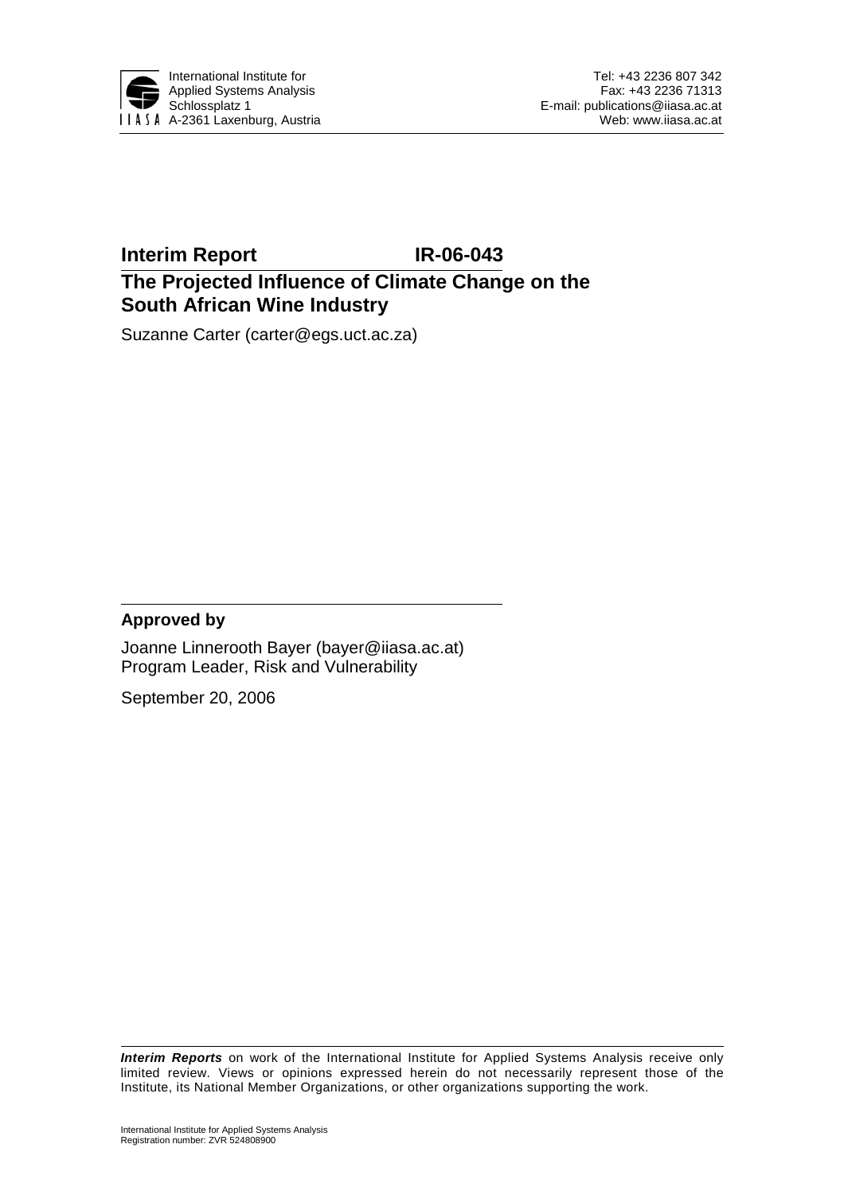International Institute for Applied Systems Analysis
Schlossplatz 1
A-2361 Laxenburg, Austria

Tel: +43 2236 807 342
Fax: +43 2236 71313
E-mail: publications@iiasa.ac.at
Web: www.iiasa.ac.at

**Interim Report IR-06-043**

# The Projected Influence of Climate Change on the South African Wine Industry

Suzanne Carter (carter@egs.uct.ac.za)

**Approved by**

Joanne Linnerooth Bayer (bayer@iiasa.ac.at)
Program Leader, Risk and Vulnerability

September 20, 2006

***Interim Reports*** on work of the International Institute for Applied Systems Analysis receive only limited review. Views or opinions expressed herein do not necessarily represent those of the Institute, its National Member Organizations, or other organizations supporting the work.

International Institute for Applied Systems Analysis
Registration number: ZVR 524808900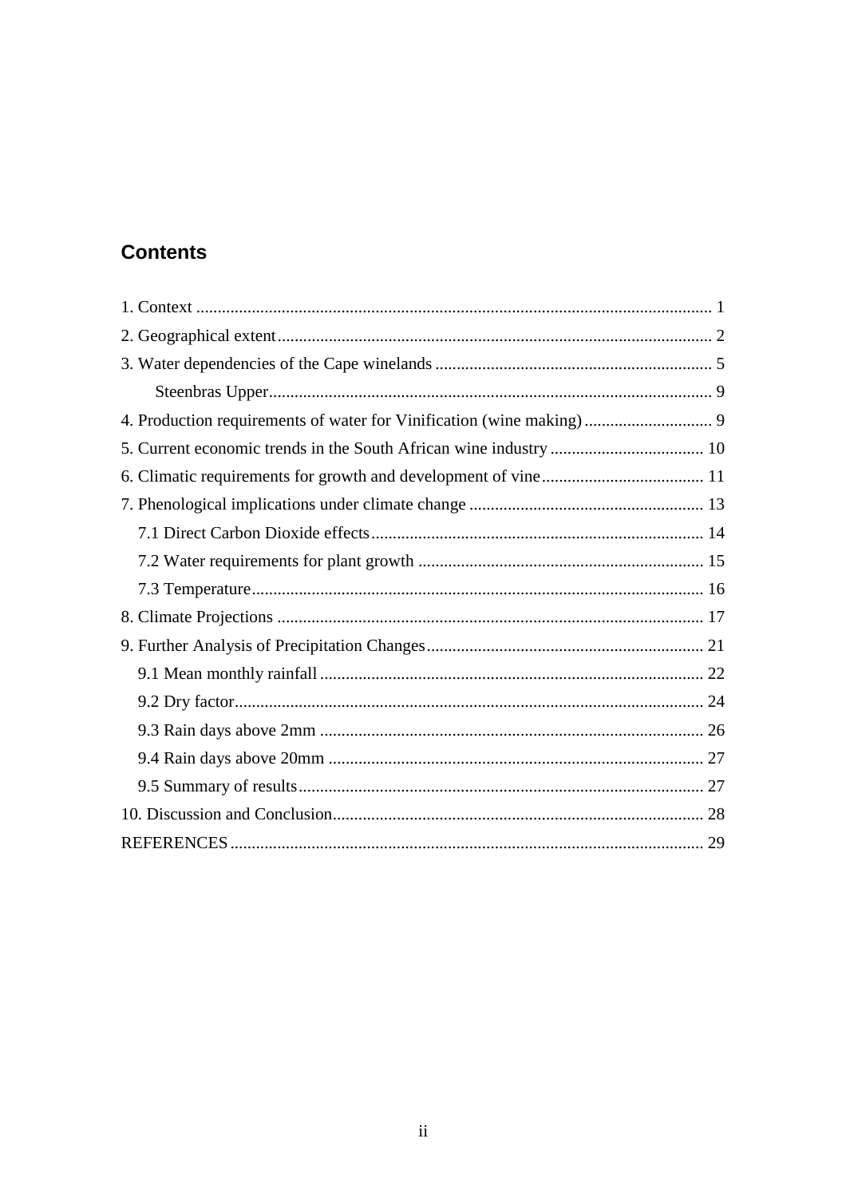## Contents

1. Context ........................................................................................................................ 1
2. Geographical extent..................................................................................................... 2
3. Water dependencies of the Cape winelands ................................................................ 5
    - Steenbras Upper...................................................................................................... 9
4. Production requirements of water for Vinification (wine making) .............................. 9
5. Current economic trends in the South African wine industry .................................... 10
6. Climatic requirements for growth and development of vine...................................... 11
7. Phenological implications under climate change ....................................................... 13
    - 7.1 Direct Carbon Dioxide effects............................................................................. 14
    - 7.2 Water requirements for plant growth .................................................................. 15
    - 7.3 Temperature......................................................................................................... 16
8. Climate Projections .................................................................................................... 17
9. Further Analysis of Precipitation Changes................................................................. 21
    - 9.1 Mean monthly rainfall ......................................................................................... 22
    - 9.2 Dry factor............................................................................................................. 24
    - 9.3 Rain days above 2mm ......................................................................................... 26
    - 9.4 Rain days above 20mm ....................................................................................... 27
    - 9.5 Summary of results.............................................................................................. 27
10. Discussion and Conclusion...................................................................................... 28

REFERENCES ............................................................................................................... 29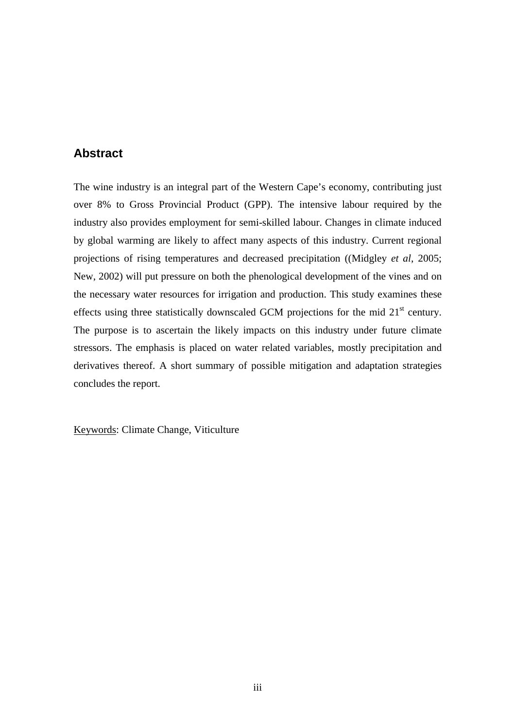## Abstract

The wine industry is an integral part of the Western Cape's economy, contributing just over 8% to Gross Provincial Product (GPP). The intensive labour required by the industry also provides employment for semi-skilled labour. Changes in climate induced by global warming are likely to affect many aspects of this industry. Current regional projections of rising temperatures and decreased precipitation ((Midgley *et al*, 2005; New, 2002) will put pressure on both the phenological development of the vines and on the necessary water resources for irrigation and production. This study examines these effects using three statistically downscaled GCM projections for the mid 21$^{st}$ century. The purpose is to ascertain the likely impacts on this industry under future climate stressors. The emphasis is placed on water related variables, mostly precipitation and derivatives thereof. A short summary of possible mitigation and adaptation strategies concludes the report.

<u>Keywords</u>: Climate Change, Viticulture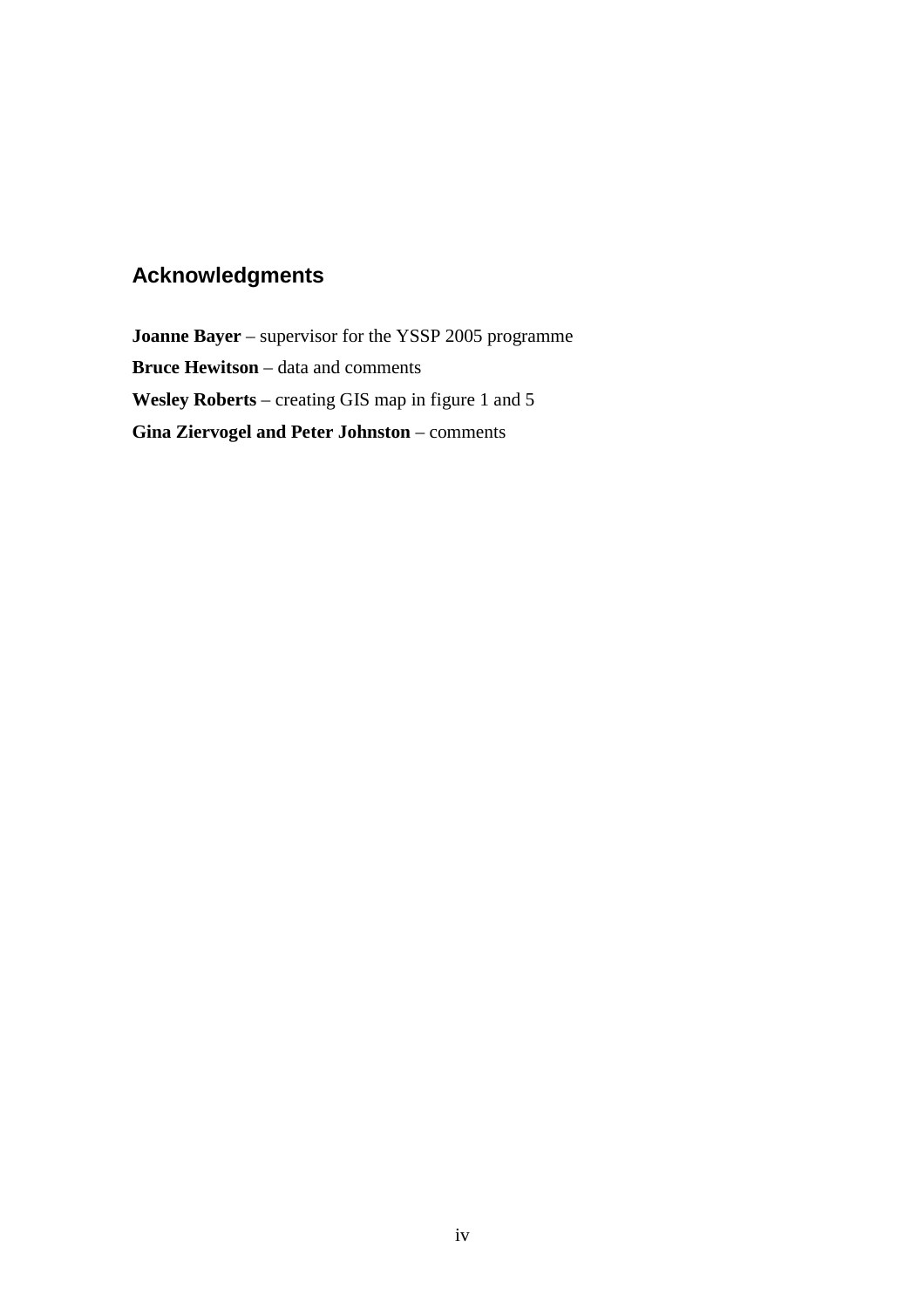## Acknowledgments

**Joanne Bayer** – supervisor for the YSSP 2005 programme

**Bruce Hewitson** – data and comments

**Wesley Roberts** – creating GIS map in figure 1 and 5

**Gina Ziervogel and Peter Johnston** – comments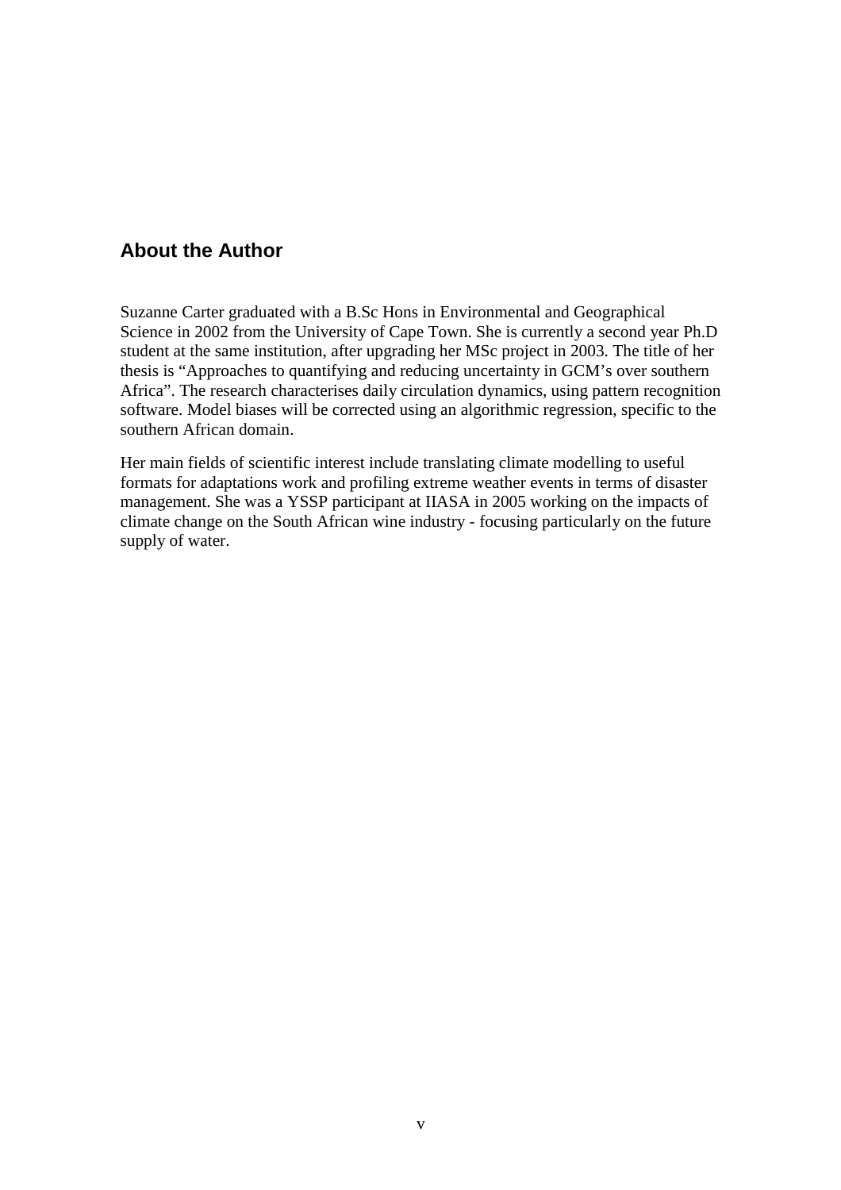## About the Author

Suzanne Carter graduated with a B.Sc Hons in Environmental and Geographical Science in 2002 from the University of Cape Town. She is currently a second year Ph.D student at the same institution, after upgrading her MSc project in 2003. The title of her thesis is "Approaches to quantifying and reducing uncertainty in GCM's over southern Africa". The research characterises daily circulation dynamics, using pattern recognition software. Model biases will be corrected using an algorithmic regression, specific to the southern African domain.

Her main fields of scientific interest include translating climate modelling to useful formats for adaptations work and profiling extreme weather events in terms of disaster management. She was a YSSP participant at IIASA in 2005 working on the impacts of climate change on the South African wine industry - focusing particularly on the future supply of water.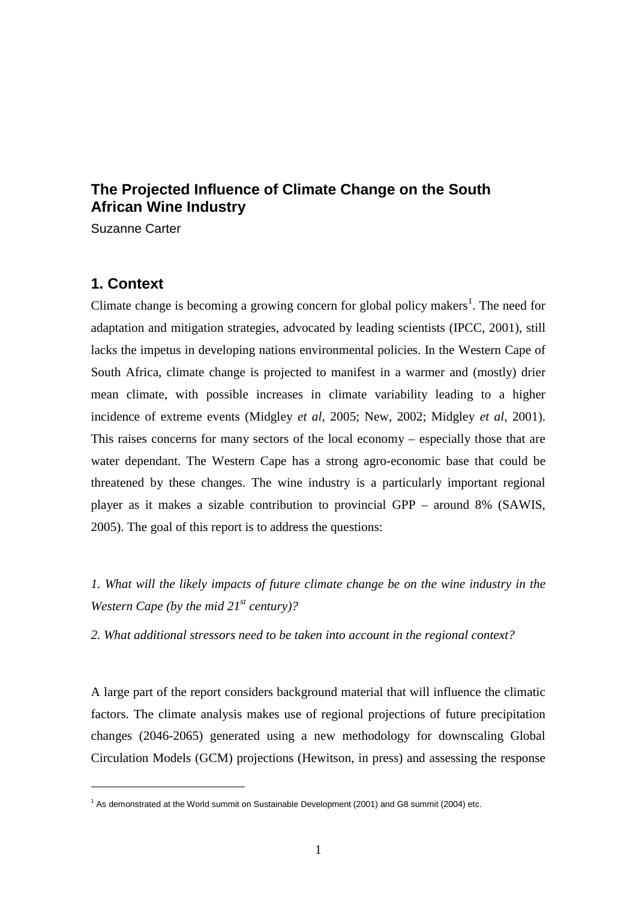## The Projected Influence of Climate Change on the South African Wine Industry

Suzanne Carter

## 1. Context

Climate change is becoming a growing concern for global policy makers[1]. The need for adaptation and mitigation strategies, advocated by leading scientists (IPCC, 2001), still lacks the impetus in developing nations environmental policies. In the Western Cape of South Africa, climate change is projected to manifest in a warmer and (mostly) drier mean climate, with possible increases in climate variability leading to a higher incidence of extreme events (Midgley *et al*, 2005; New, 2002; Midgley *et al*, 2001). This raises concerns for many sectors of the local economy – especially those that are water dependant. The Western Cape has a strong agro-economic base that could be threatened by these changes. The wine industry is a particularly important regional player as it makes a sizable contribution to provincial GPP – around 8% (SAWIS, 2005). The goal of this report is to address the questions:

*1. What will the likely impacts of future climate change be on the wine industry in the Western Cape (by the mid 21st century)?*

*2. What additional stressors need to be taken into account in the regional context?*

A large part of the report considers background material that will influence the climatic factors. The climate analysis makes use of regional projections of future precipitation changes (2046-2065) generated using a new methodology for downscaling Global Circulation Models (GCM) projections (Hewitson, in press) and assessing the response

[1] As demonstrated at the World summit on Sustainable Development (2001) and G8 summit (2004) etc.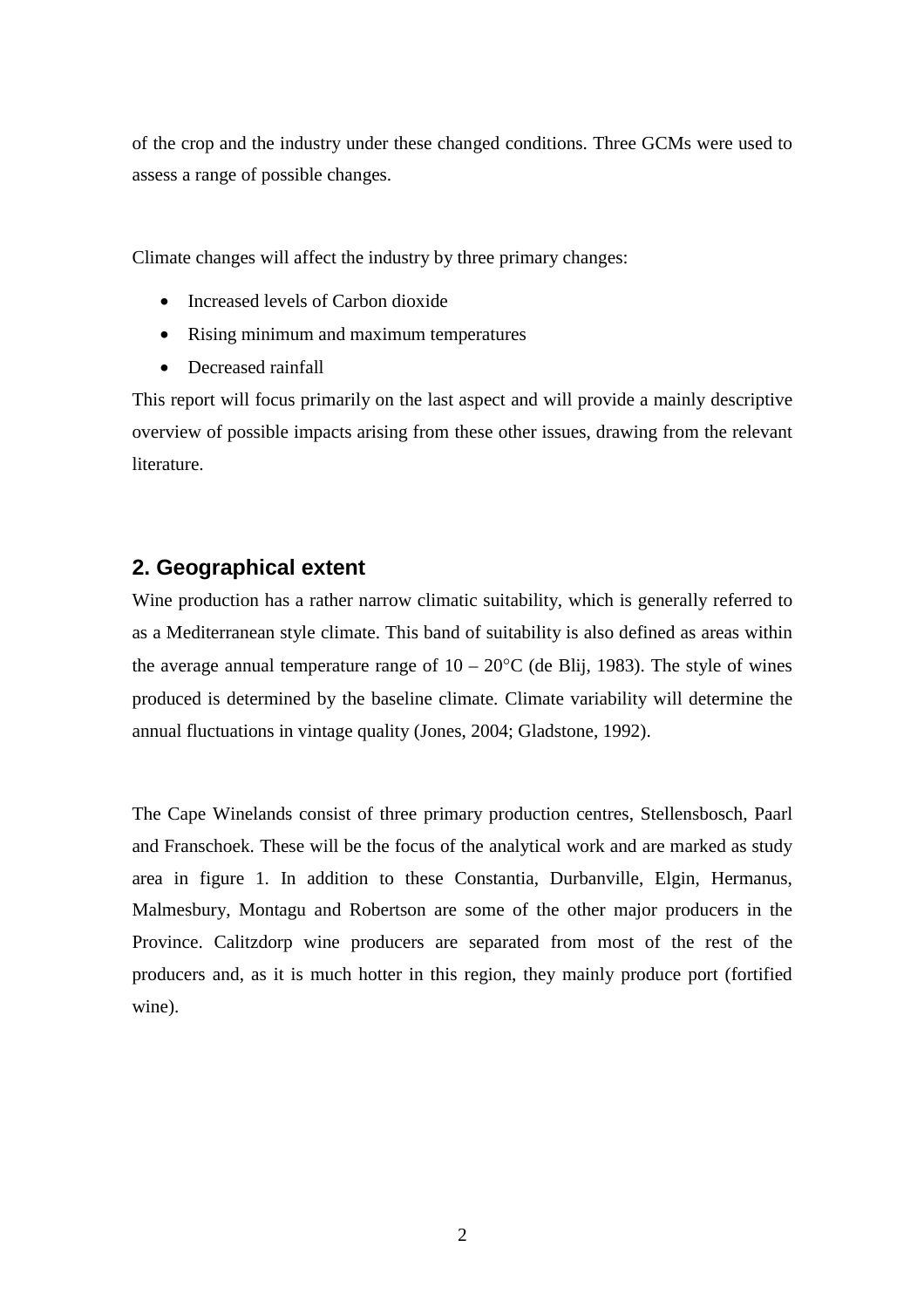of the crop and the industry under these changed conditions. Three GCMs were used to assess a range of possible changes.

Climate changes will affect the industry by three primary changes:

- Increased levels of Carbon dioxide
- Rising minimum and maximum temperatures
- Decreased rainfall

This report will focus primarily on the last aspect and will provide a mainly descriptive overview of possible impacts arising from these other issues, drawing from the relevant literature.

## 2. Geographical extent

Wine production has a rather narrow climatic suitability, which is generally referred to as a Mediterranean style climate. This band of suitability is also defined as areas within the average annual temperature range of 10 – 20°C (de Blij, 1983). The style of wines produced is determined by the baseline climate. Climate variability will determine the annual fluctuations in vintage quality (Jones, 2004; Gladstone, 1992).

The Cape Winelands consist of three primary production centres, Stellensbosch, Paarl and Franschoek. These will be the focus of the analytical work and are marked as study area in figure 1. In addition to these Constantia, Durbanville, Elgin, Hermanus, Malmesbury, Montagu and Robertson are some of the other major producers in the Province. Calitzdorp wine producers are separated from most of the rest of the producers and, as it is much hotter in this region, they mainly produce port (fortified wine).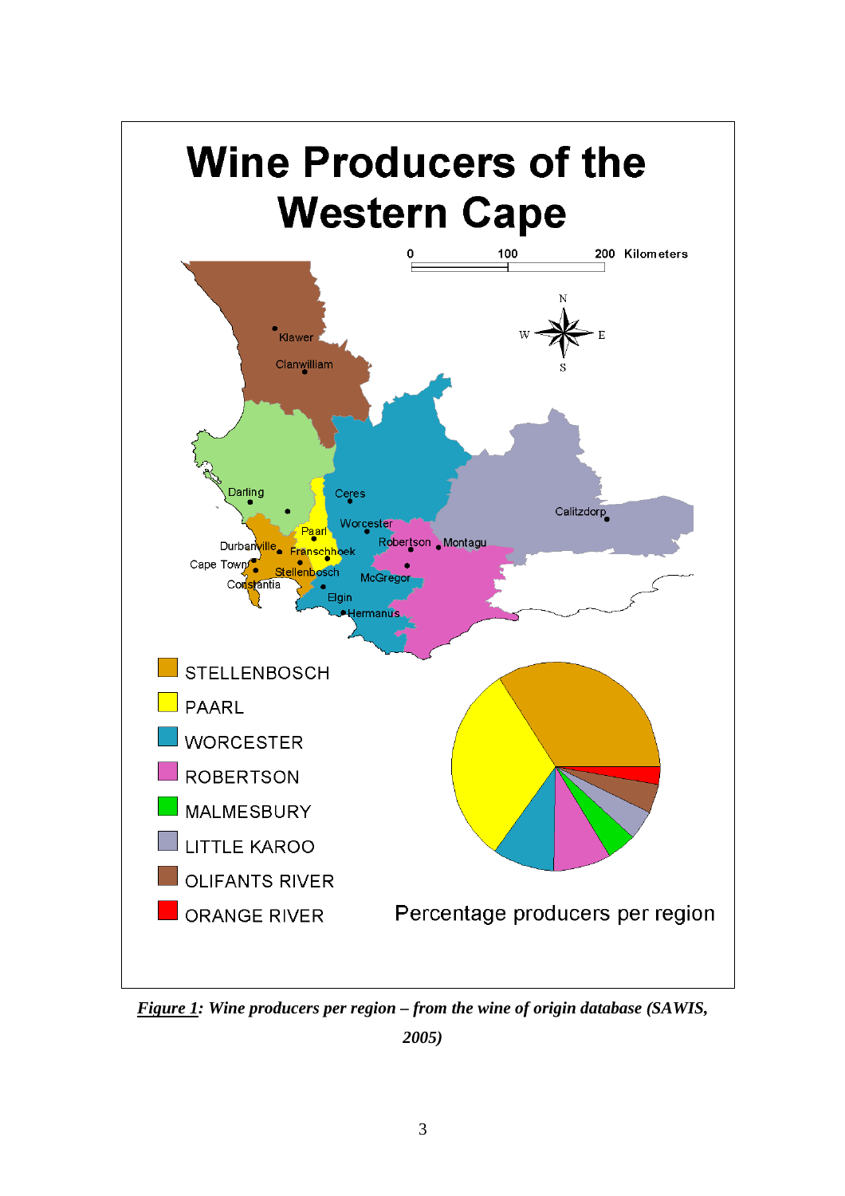# Wine Producers of the Western Cape

0 100 200 Kilometers

Klawer
Clanwilliam
Darling
Ceres
Calitzdorp
Paarl
Worcester
Durbanville
Franschhoek
Robertson
Montagu
Cape Town
Stellenbosch
McGregor
Constantia
Elgin
Hermanus

- STELLENBOSCH
- PAARL
- WORCESTER
- ROBERTSON
- MALMESBURY
- LITTLE KAROO
- OLIFANTS RIVER
- ORANGE RIVER

Percentage producers per region

***Figure 1**: Wine producers per region – from the wine of origin database (SAWIS, 2005)*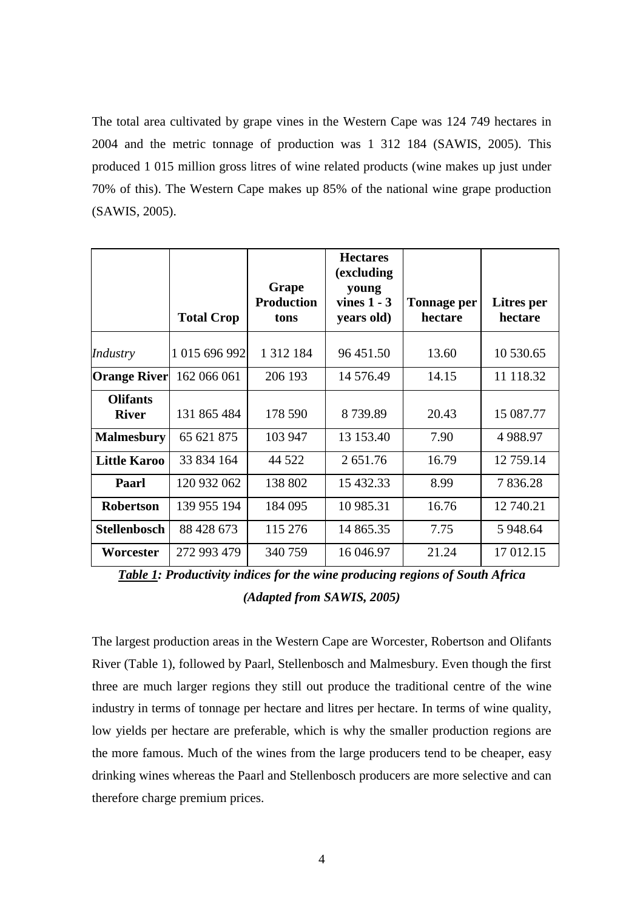The total area cultivated by grape vines in the Western Cape was 124 749 hectares in 2004 and the metric tonnage of production was 1 312 184 (SAWIS, 2005). This produced 1 015 million gross litres of wine related products (wine makes up just under 70% of this). The Western Cape makes up 85% of the national wine grape production (SAWIS, 2005).

| | **Total Crop** | **Grape Production tons** | **Hectares (excluding young vines 1 - 3 years old)** | **Tonnage per hectare** | **Litres per hectare** |
|---|---|---|---|---|---|
| *Industry* | 1 015 696 992 | 1 312 184 | 96 451.50 | 13.60 | 10 530.65 |
| **Orange River** | 162 066 061 | 206 193 | 14 576.49 | 14.15 | 11 118.32 |
| **Olifants River** | 131 865 484 | 178 590 | 8 739.89 | 20.43 | 15 087.77 |
| **Malmesbury** | 65 621 875 | 103 947 | 13 153.40 | 7.90 | 4 988.97 |
| **Little Karoo** | 33 834 164 | 44 522 | 2 651.76 | 16.79 | 12 759.14 |
| **Paarl** | 120 932 062 | 138 802 | 15 432.33 | 8.99 | 7 836.28 |
| **Robertson** | 139 955 194 | 184 095 | 10 985.31 | 16.76 | 12 740.21 |
| **Stellenbosch** | 88 428 673 | 115 276 | 14 865.35 | 7.75 | 5 948.64 |
| **Worcester** | 272 993 479 | 340 759 | 16 046.97 | 21.24 | 17 012.15 |

***Table 1*: *Productivity indices for the wine producing regions of South Africa (Adapted from SAWIS, 2005)***

The largest production areas in the Western Cape are Worcester, Robertson and Olifants River (Table 1), followed by Paarl, Stellenbosch and Malmesbury. Even though the first three are much larger regions they still out produce the traditional centre of the wine industry in terms of tonnage per hectare and litres per hectare. In terms of wine quality, low yields per hectare are preferable, which is why the smaller production regions are the more famous. Much of the wines from the large producers tend to be cheaper, easy drinking wines whereas the Paarl and Stellenbosch producers are more selective and can therefore charge premium prices.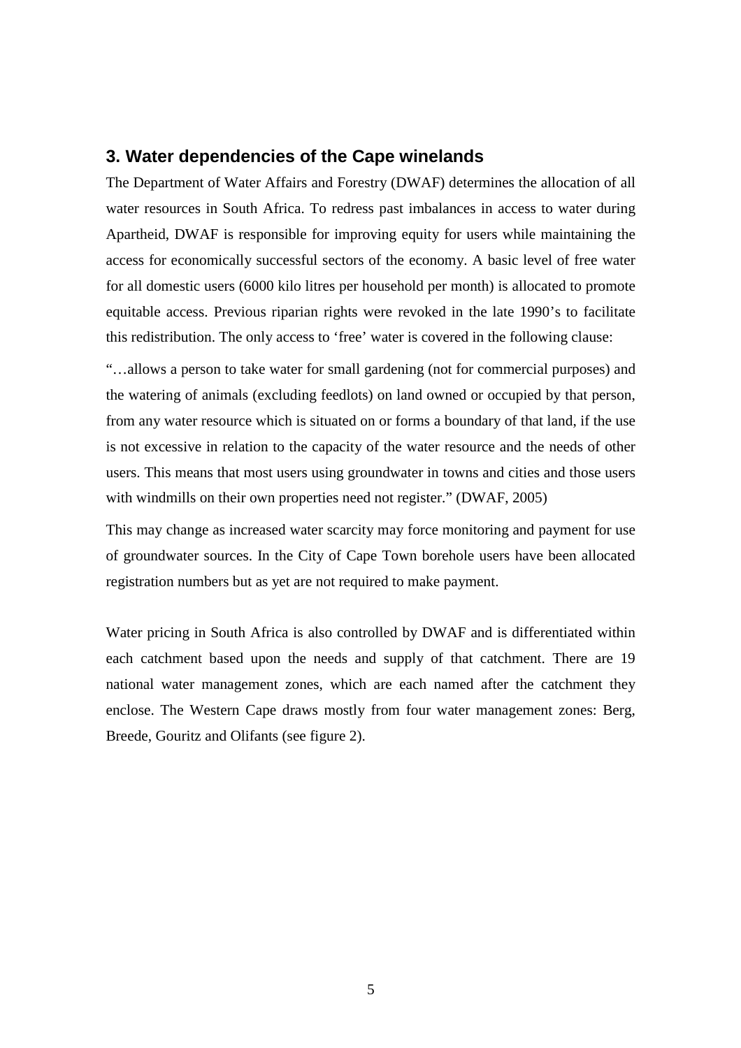## 3. Water dependencies of the Cape winelands

The Department of Water Affairs and Forestry (DWAF) determines the allocation of all water resources in South Africa. To redress past imbalances in access to water during Apartheid, DWAF is responsible for improving equity for users while maintaining the access for economically successful sectors of the economy. A basic level of free water for all domestic users (6000 kilo litres per household per month) is allocated to promote equitable access. Previous riparian rights were revoked in the late 1990's to facilitate this redistribution. The only access to 'free' water is covered in the following clause:

"…allows a person to take water for small gardening (not for commercial purposes) and the watering of animals (excluding feedlots) on land owned or occupied by that person, from any water resource which is situated on or forms a boundary of that land, if the use is not excessive in relation to the capacity of the water resource and the needs of other users. This means that most users using groundwater in towns and cities and those users with windmills on their own properties need not register." (DWAF, 2005)

This may change as increased water scarcity may force monitoring and payment for use of groundwater sources. In the City of Cape Town borehole users have been allocated registration numbers but as yet are not required to make payment.

Water pricing in South Africa is also controlled by DWAF and is differentiated within each catchment based upon the needs and supply of that catchment. There are 19 national water management zones, which are each named after the catchment they enclose. The Western Cape draws mostly from four water management zones: Berg, Breede, Gouritz and Olifants (see figure 2).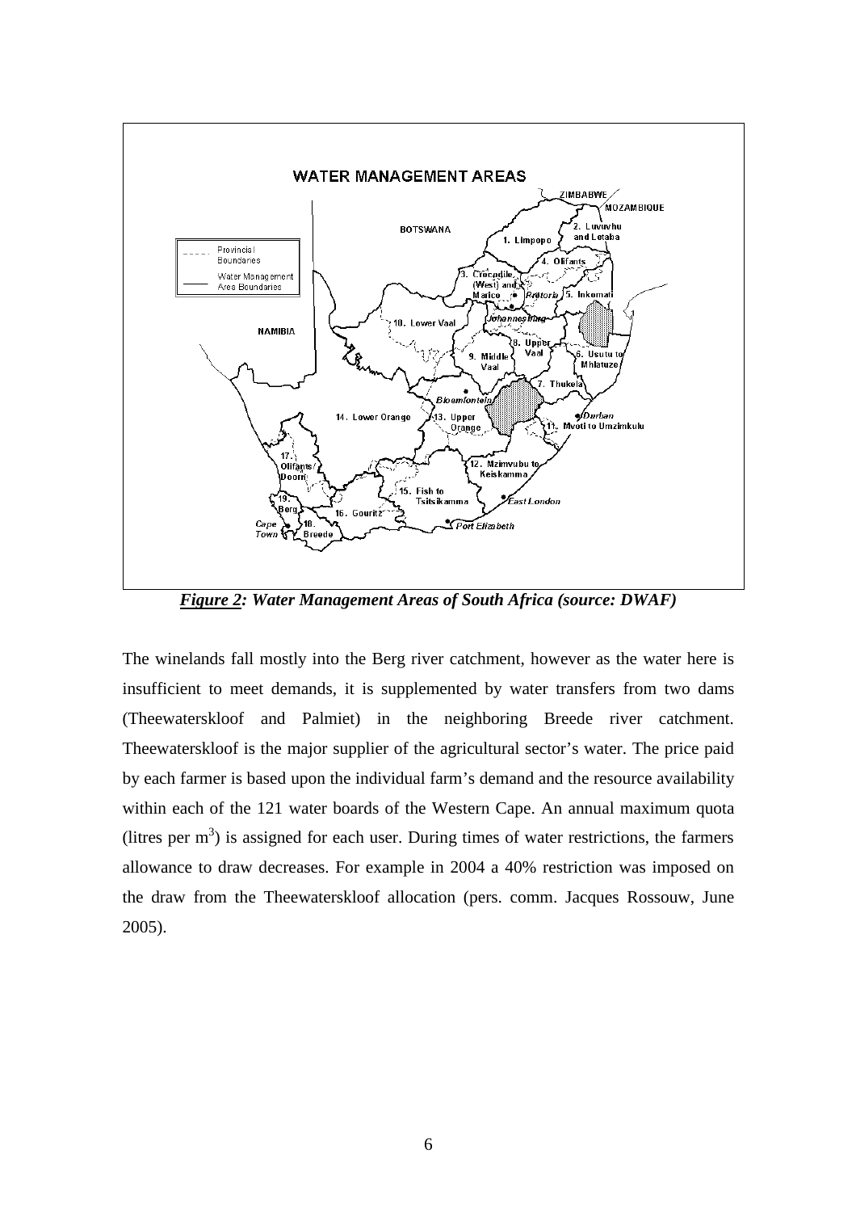*Figure 2: Water Management Areas of South Africa (source: DWAF)*

The winelands fall mostly into the Berg river catchment, however as the water here is insufficient to meet demands, it is supplemented by water transfers from two dams (Theewaterskloof and Palmiet) in the neighboring Breede river catchment. Theewaterskloof is the major supplier of the agricultural sector's water. The price paid by each farmer is based upon the individual farm's demand and the resource availability within each of the 121 water boards of the Western Cape. An annual maximum quota (litres per $m^3$) is assigned for each user. During times of water restrictions, the farmers allowance to draw decreases. For example in 2004 a 40% restriction was imposed on the draw from the Theewaterskloof allocation (pers. comm. Jacques Rossouw, June 2005).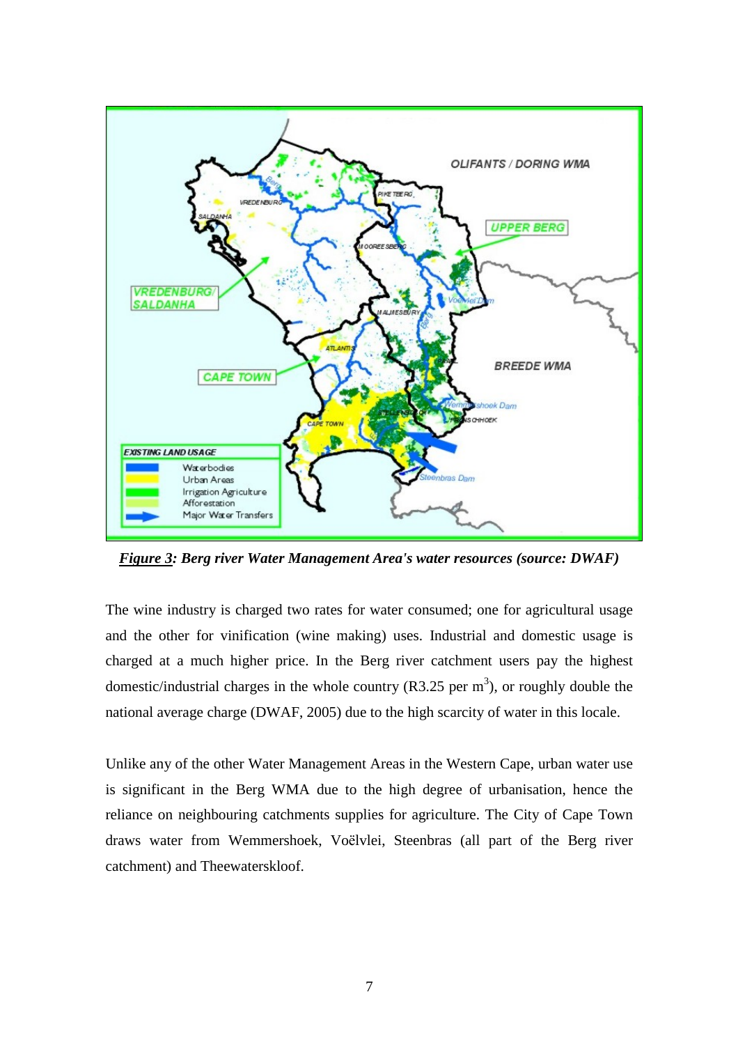***Figure 3: Berg river Water Management Area's water resources (source: DWAF)***

The wine industry is charged two rates for water consumed; one for agricultural usage and the other for vinification (wine making) uses. Industrial and domestic usage is charged at a much higher price. In the Berg river catchment users pay the highest domestic/industrial charges in the whole country (R3.25 per $m^3$), or roughly double the national average charge (DWAF, 2005) due to the high scarcity of water in this locale.

Unlike any of the other Water Management Areas in the Western Cape, urban water use is significant in the Berg WMA due to the high degree of urbanisation, hence the reliance on neighbouring catchments supplies for agriculture. The City of Cape Town draws water from Wemmershoek, Voëlvlei, Steenbras (all part of the Berg river catchment) and Theewaterskloof.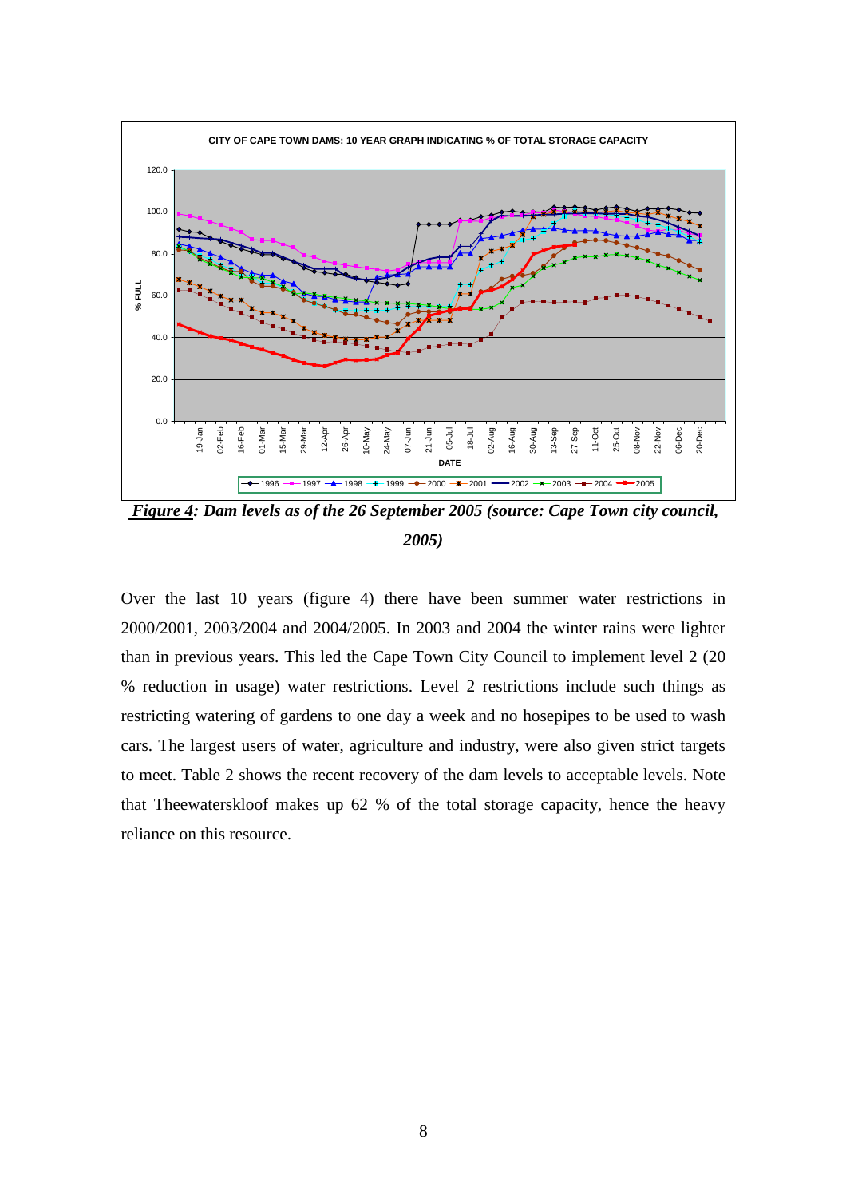***Figure 4**: Dam levels as of the 26 September 2005 (source: Cape Town city council, 2005)*

Over the last 10 years (figure 4) there have been summer water restrictions in 2000/2001, 2003/2004 and 2004/2005. In 2003 and 2004 the winter rains were lighter than in previous years. This led the Cape Town City Council to implement level 2 (20 % reduction in usage) water restrictions. Level 2 restrictions include such things as restricting watering of gardens to one day a week and no hosepipes to be used to wash cars. The largest users of water, agriculture and industry, were also given strict targets to meet. Table 2 shows the recent recovery of the dam levels to acceptable levels. Note that Theewaterskloof makes up 62 % of the total storage capacity, hence the heavy reliance on this resource.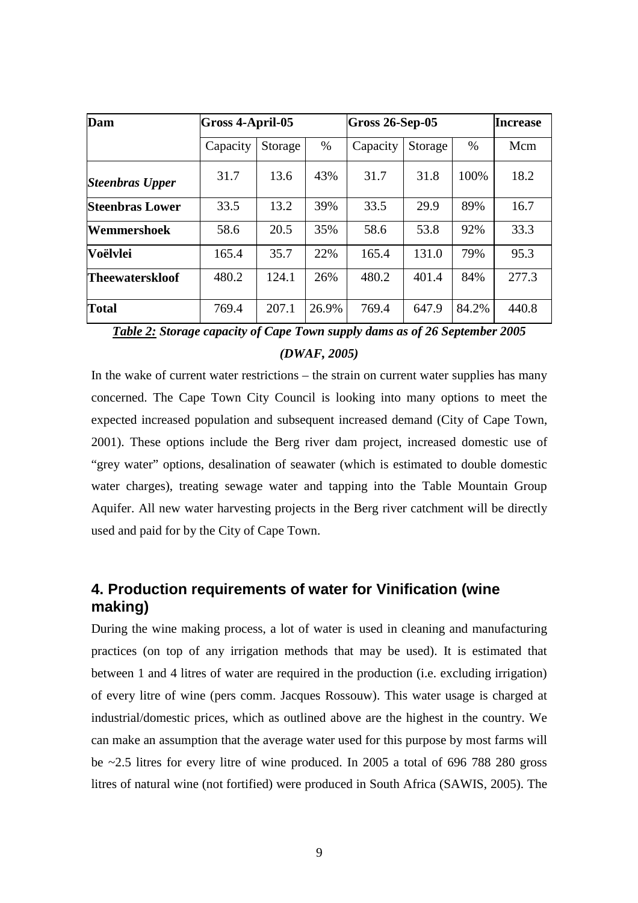| Dam | Gross 4-April-05 | | | Gross 26-Sep-05 | | | Increase |
|---|---|---|---|---|---|---|---|
| | Capacity | Storage | % | Capacity | Storage | % | Mcm |
| ***Steenbras Upper*** | 31.7 | 13.6 | 43% | 31.7 | 31.8 | 100% | 18.2 |
| **Steenbras Lower** | 33.5 | 13.2 | 39% | 33.5 | 29.9 | 89% | 16.7 |
| **Wemmershoek** | 58.6 | 20.5 | 35% | 58.6 | 53.8 | 92% | 33.3 |
| **Voëlvlei** | 165.4 | 35.7 | 22% | 165.4 | 131.0 | 79% | 95.3 |
| **Theewaterskloof** | 480.2 | 124.1 | 26% | 480.2 | 401.4 | 84% | 277.3 |
| **Total** | 769.4 | 207.1 | 26.9% | 769.4 | 647.9 | 84.2% | 440.8 |

***Table 2:* Storage capacity of Cape Town supply dams as of 26 September 2005 (DWAF, 2005)**

In the wake of current water restrictions – the strain on current water supplies has many concerned. The Cape Town City Council is looking into many options to meet the expected increased population and subsequent increased demand (City of Cape Town, 2001). These options include the Berg river dam project, increased domestic use of "grey water" options, desalination of seawater (which is estimated to double domestic water charges), treating sewage water and tapping into the Table Mountain Group Aquifer. All new water harvesting projects in the Berg river catchment will be directly used and paid for by the City of Cape Town.

## 4. Production requirements of water for Vinification (wine making)

During the wine making process, a lot of water is used in cleaning and manufacturing practices (on top of any irrigation methods that may be used). It is estimated that between 1 and 4 litres of water are required in the production (i.e. excluding irrigation) of every litre of wine (pers comm. Jacques Rossouw). This water usage is charged at industrial/domestic prices, which as outlined above are the highest in the country. We can make an assumption that the average water used for this purpose by most farms will be ~2.5 litres for every litre of wine produced. In 2005 a total of 696 788 280 gross litres of natural wine (not fortified) were produced in South Africa (SAWIS, 2005). The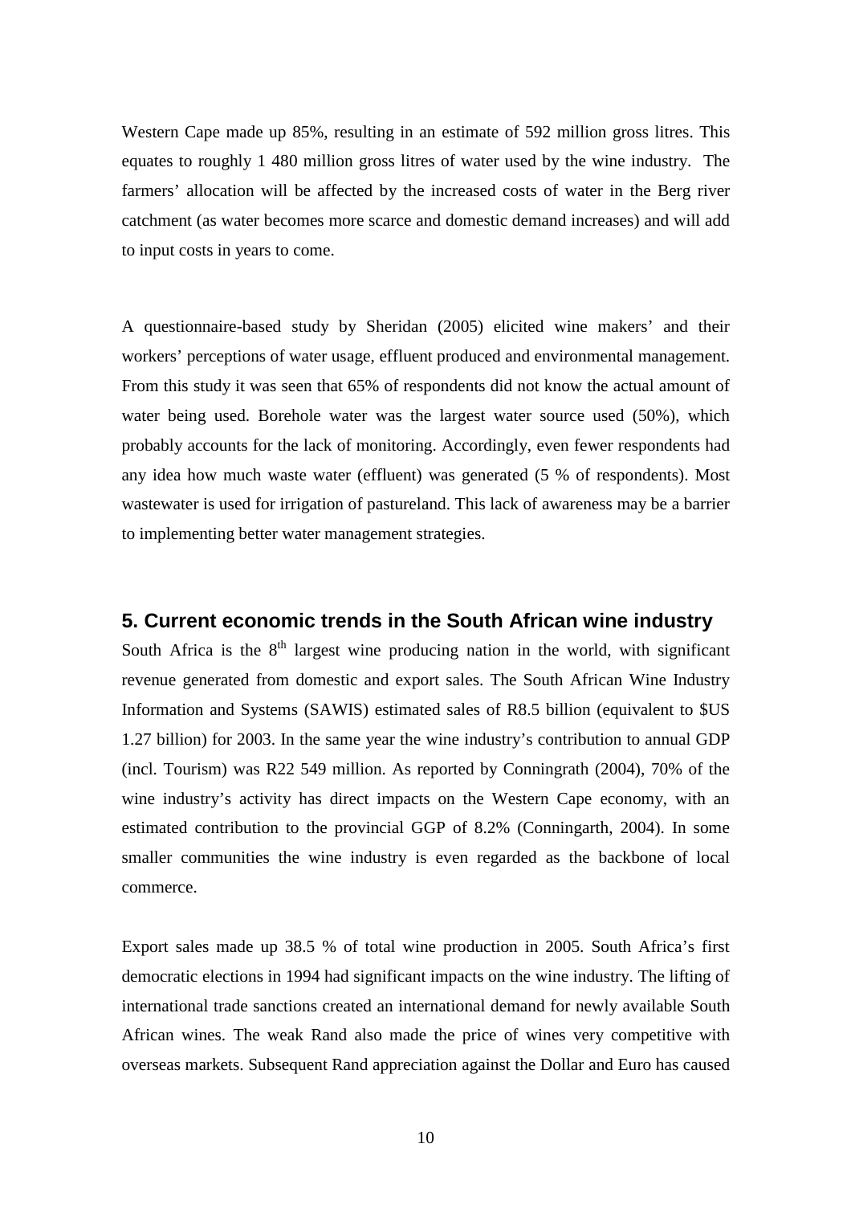Western Cape made up 85%, resulting in an estimate of 592 million gross litres. This equates to roughly 1 480 million gross litres of water used by the wine industry. The farmers' allocation will be affected by the increased costs of water in the Berg river catchment (as water becomes more scarce and domestic demand increases) and will add to input costs in years to come.

A questionnaire-based study by Sheridan (2005) elicited wine makers' and their workers' perceptions of water usage, effluent produced and environmental management. From this study it was seen that 65% of respondents did not know the actual amount of water being used. Borehole water was the largest water source used (50%), which probably accounts for the lack of monitoring. Accordingly, even fewer respondents had any idea how much waste water (effluent) was generated (5 % of respondents). Most wastewater is used for irrigation of pastureland. This lack of awareness may be a barrier to implementing better water management strategies.

## 5. Current economic trends in the South African wine industry

South Africa is the 8th largest wine producing nation in the world, with significant revenue generated from domestic and export sales. The South African Wine Industry Information and Systems (SAWIS) estimated sales of R8.5 billion (equivalent to $US 1.27 billion) for 2003. In the same year the wine industry's contribution to annual GDP (incl. Tourism) was R22 549 million. As reported by Conningrath (2004), 70% of the wine industry's activity has direct impacts on the Western Cape economy, with an estimated contribution to the provincial GGP of 8.2% (Conningarth, 2004). In some smaller communities the wine industry is even regarded as the backbone of local commerce.

Export sales made up 38.5 % of total wine production in 2005. South Africa's first democratic elections in 1994 had significant impacts on the wine industry. The lifting of international trade sanctions created an international demand for newly available South African wines. The weak Rand also made the price of wines very competitive with overseas markets. Subsequent Rand appreciation against the Dollar and Euro has caused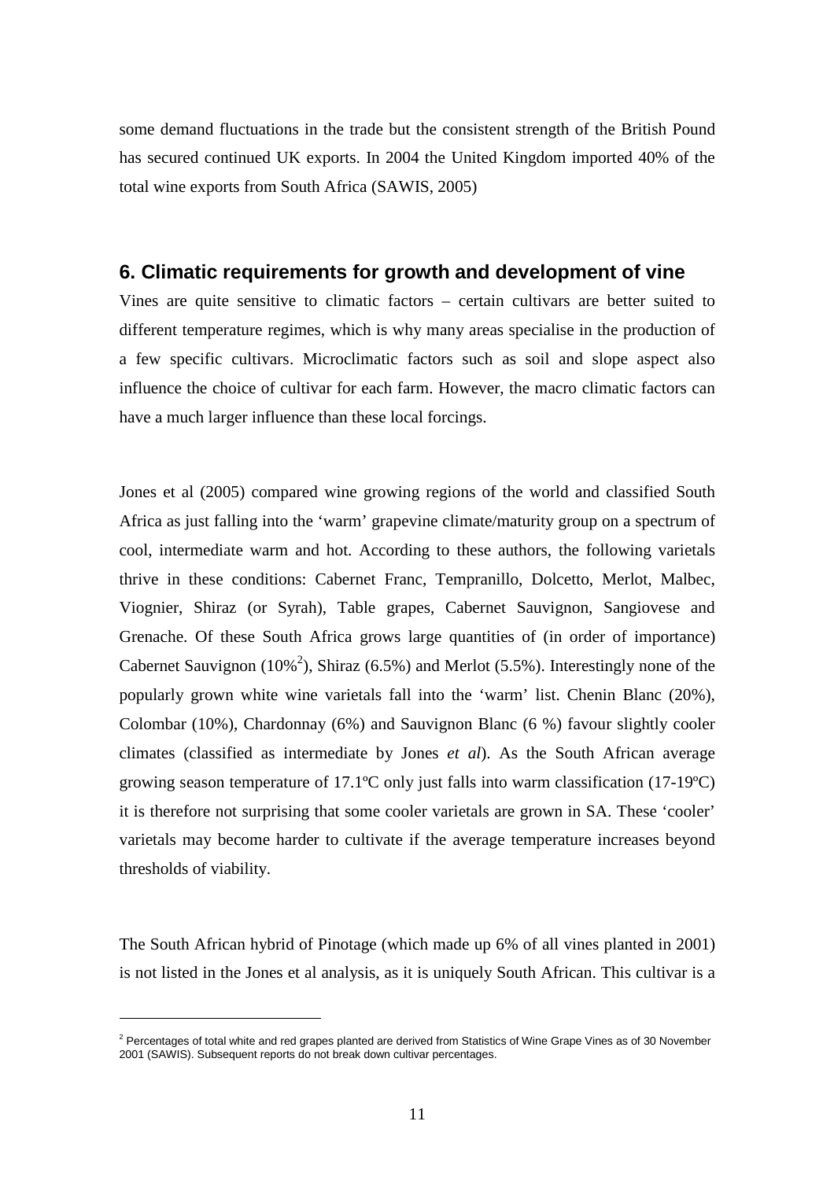some demand fluctuations in the trade but the consistent strength of the British Pound has secured continued UK exports. In 2004 the United Kingdom imported 40% of the total wine exports from South Africa (SAWIS, 2005)

## 6. Climatic requirements for growth and development of vine

Vines are quite sensitive to climatic factors – certain cultivars are better suited to different temperature regimes, which is why many areas specialise in the production of a few specific cultivars. Microclimatic factors such as soil and slope aspect also influence the choice of cultivar for each farm. However, the macro climatic factors can have a much larger influence than these local forcings.

Jones et al (2005) compared wine growing regions of the world and classified South Africa as just falling into the 'warm' grapevine climate/maturity group on a spectrum of cool, intermediate warm and hot. According to these authors, the following varietals thrive in these conditions: Cabernet Franc, Tempranillo, Dolcetto, Merlot, Malbec, Viognier, Shiraz (or Syrah), Table grapes, Cabernet Sauvignon, Sangiovese and Grenache. Of these South Africa grows large quantities of (in order of importance) Cabernet Sauvignon (10%[2]), Shiraz (6.5%) and Merlot (5.5%). Interestingly none of the popularly grown white wine varietals fall into the 'warm' list. Chenin Blanc (20%), Colombar (10%), Chardonnay (6%) and Sauvignon Blanc (6 %) favour slightly cooler climates (classified as intermediate by Jones *et al*). As the South African average growing season temperature of 17.1ºC only just falls into warm classification (17-19ºC) it is therefore not surprising that some cooler varietals are grown in SA. These 'cooler' varietals may become harder to cultivate if the average temperature increases beyond thresholds of viability.

The South African hybrid of Pinotage (which made up 6% of all vines planted in 2001) is not listed in the Jones et al analysis, as it is uniquely South African. This cultivar is a

[2] Percentages of total white and red grapes planted are derived from Statistics of Wine Grape Vines as of 30 November 2001 (SAWIS). Subsequent reports do not break down cultivar percentages.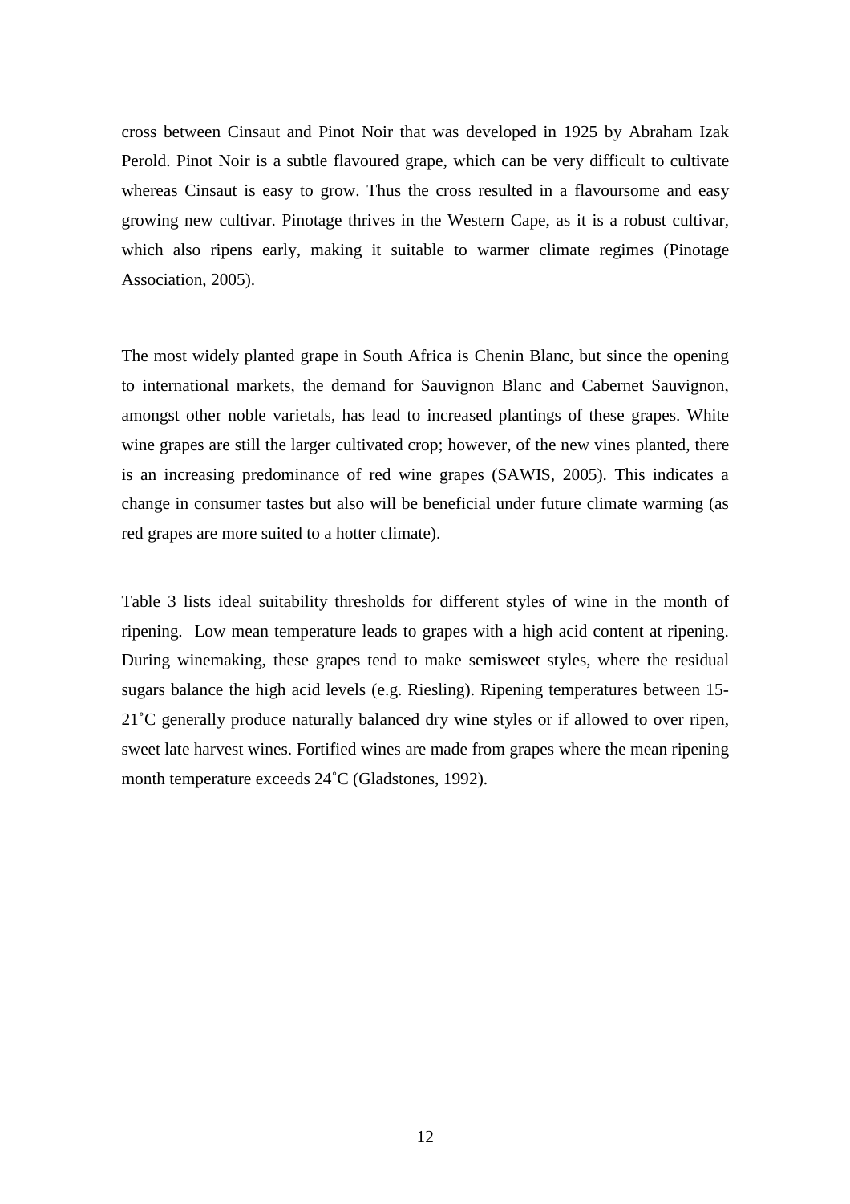cross between Cinsaut and Pinot Noir that was developed in 1925 by Abraham Izak Perold. Pinot Noir is a subtle flavoured grape, which can be very difficult to cultivate whereas Cinsaut is easy to grow. Thus the cross resulted in a flavoursome and easy growing new cultivar. Pinotage thrives in the Western Cape, as it is a robust cultivar, which also ripens early, making it suitable to warmer climate regimes (Pinotage Association, 2005).

The most widely planted grape in South Africa is Chenin Blanc, but since the opening to international markets, the demand for Sauvignon Blanc and Cabernet Sauvignon, amongst other noble varietals, has lead to increased plantings of these grapes. White wine grapes are still the larger cultivated crop; however, of the new vines planted, there is an increasing predominance of red wine grapes (SAWIS, 2005). This indicates a change in consumer tastes but also will be beneficial under future climate warming (as red grapes are more suited to a hotter climate).

Table 3 lists ideal suitability thresholds for different styles of wine in the month of ripening. Low mean temperature leads to grapes with a high acid content at ripening. During winemaking, these grapes tend to make semisweet styles, where the residual sugars balance the high acid levels (e.g. Riesling). Ripening temperatures between 15-21˚C generally produce naturally balanced dry wine styles or if allowed to over ripen, sweet late harvest wines. Fortified wines are made from grapes where the mean ripening month temperature exceeds 24˚C (Gladstones, 1992).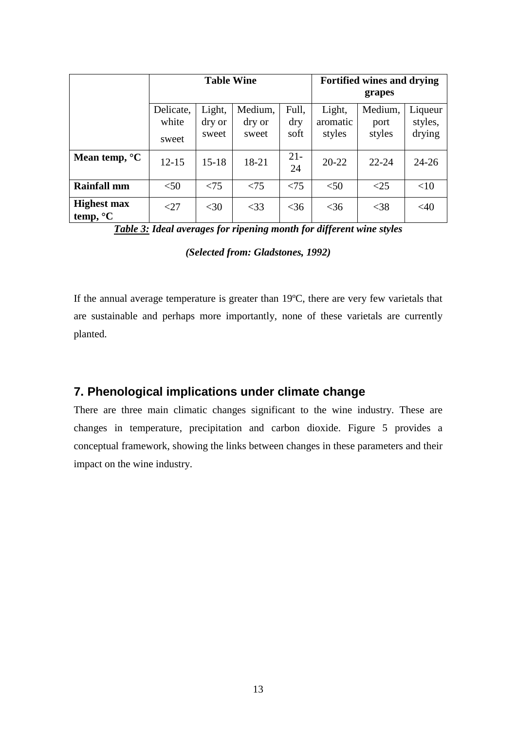| | **Table Wine** | | | | **Fortified wines and drying grapes** | | |
|---|---|---|---|---|---|---|---|
| | Delicate, white sweet | Light, dry or sweet | Medium, dry or sweet | Full, dry soft | Light, aromatic styles | Medium, port styles | Liqueur styles, drying |
| **Mean temp, °C** | 12-15 | 15-18 | 18-21 | 21-24 | 20-22 | 22-24 | 24-26 |
| **Rainfall mm** | <50 | <75 | <75 | <75 | <50 | <25 | <10 |
| **Highest max temp, °C** | <27 | <30 | <33 | <36 | <36 | <38 | <40 |

***Table 3:*** ***Ideal averages for ripening month for different wine styles***

***(Selected from: Gladstones, 1992)***

If the annual average temperature is greater than 19ºC, there are very few varietals that are sustainable and perhaps more importantly, none of these varietals are currently planted.

## 7. Phenological implications under climate change

There are three main climatic changes significant to the wine industry. These are changes in temperature, precipitation and carbon dioxide. Figure 5 provides a conceptual framework, showing the links between changes in these parameters and their impact on the wine industry.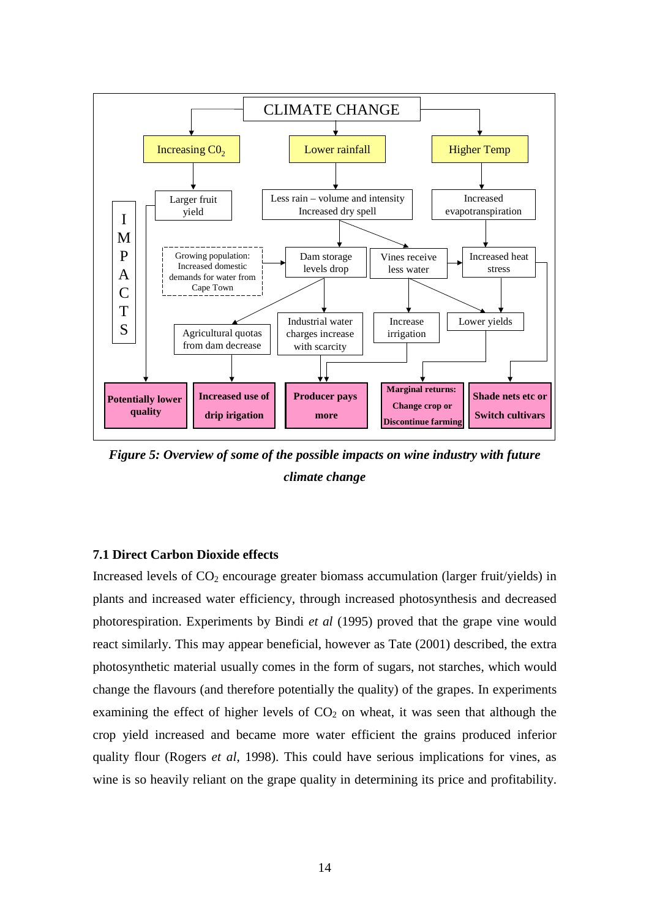CLIMATE CHANGE

Increasing $CO_2$ | Lower rainfall | Higher Temp

Larger fruit yield | Less rain – volume and intensity Increased dry spell | Increased evapotranspiration

I M P A C T S

Growing population: Increased domestic demands for water from Cape Town | Dam storage levels drop | Vines receive less water | Increased heat stress

Agricultural quotas from dam decrease | Industrial water charges increase with scarcity | Increase irrigation | Lower yields

**Potentially lower quality** | **Increased use of drip irrigation** | **Producer pays more** | **Marginal returns: Change crop or Discontinue farming** | **Shade nets etc or Switch cultivars**

***Figure 5: Overview of some of the possible impacts on wine industry with future climate change***

### 7.1 Direct Carbon Dioxide effects

Increased levels of $CO_2$ encourage greater biomass accumulation (larger fruit/yields) in plants and increased water efficiency, through increased photosynthesis and decreased photorespiration. Experiments by Bindi *et al* (1995) proved that the grape vine would react similarly. This may appear beneficial, however as Tate (2001) described, the extra photosynthetic material usually comes in the form of sugars, not starches, which would change the flavours (and therefore potentially the quality) of the grapes. In experiments examining the effect of higher levels of $CO_2$ on wheat, it was seen that although the crop yield increased and became more water efficient the grains produced inferior quality flour (Rogers *et al*, 1998). This could have serious implications for vines, as wine is so heavily reliant on the grape quality in determining its price and profitability.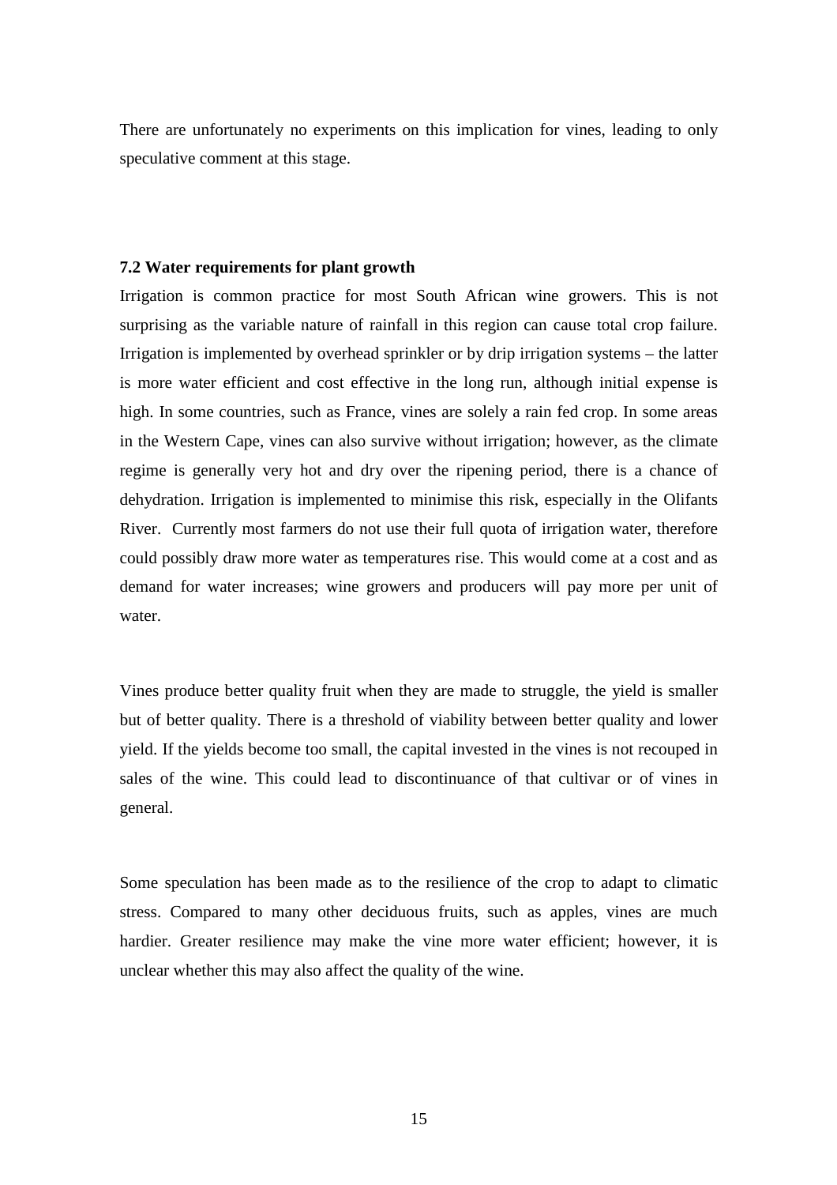There are unfortunately no experiments on this implication for vines, leading to only speculative comment at this stage.

### 7.2 Water requirements for plant growth

Irrigation is common practice for most South African wine growers. This is not surprising as the variable nature of rainfall in this region can cause total crop failure. Irrigation is implemented by overhead sprinkler or by drip irrigation systems – the latter is more water efficient and cost effective in the long run, although initial expense is high. In some countries, such as France, vines are solely a rain fed crop. In some areas in the Western Cape, vines can also survive without irrigation; however, as the climate regime is generally very hot and dry over the ripening period, there is a chance of dehydration. Irrigation is implemented to minimise this risk, especially in the Olifants River. Currently most farmers do not use their full quota of irrigation water, therefore could possibly draw more water as temperatures rise. This would come at a cost and as demand for water increases; wine growers and producers will pay more per unit of water.

Vines produce better quality fruit when they are made to struggle, the yield is smaller but of better quality. There is a threshold of viability between better quality and lower yield. If the yields become too small, the capital invested in the vines is not recouped in sales of the wine. This could lead to discontinuance of that cultivar or of vines in general.

Some speculation has been made as to the resilience of the crop to adapt to climatic stress. Compared to many other deciduous fruits, such as apples, vines are much hardier. Greater resilience may make the vine more water efficient; however, it is unclear whether this may also affect the quality of the wine.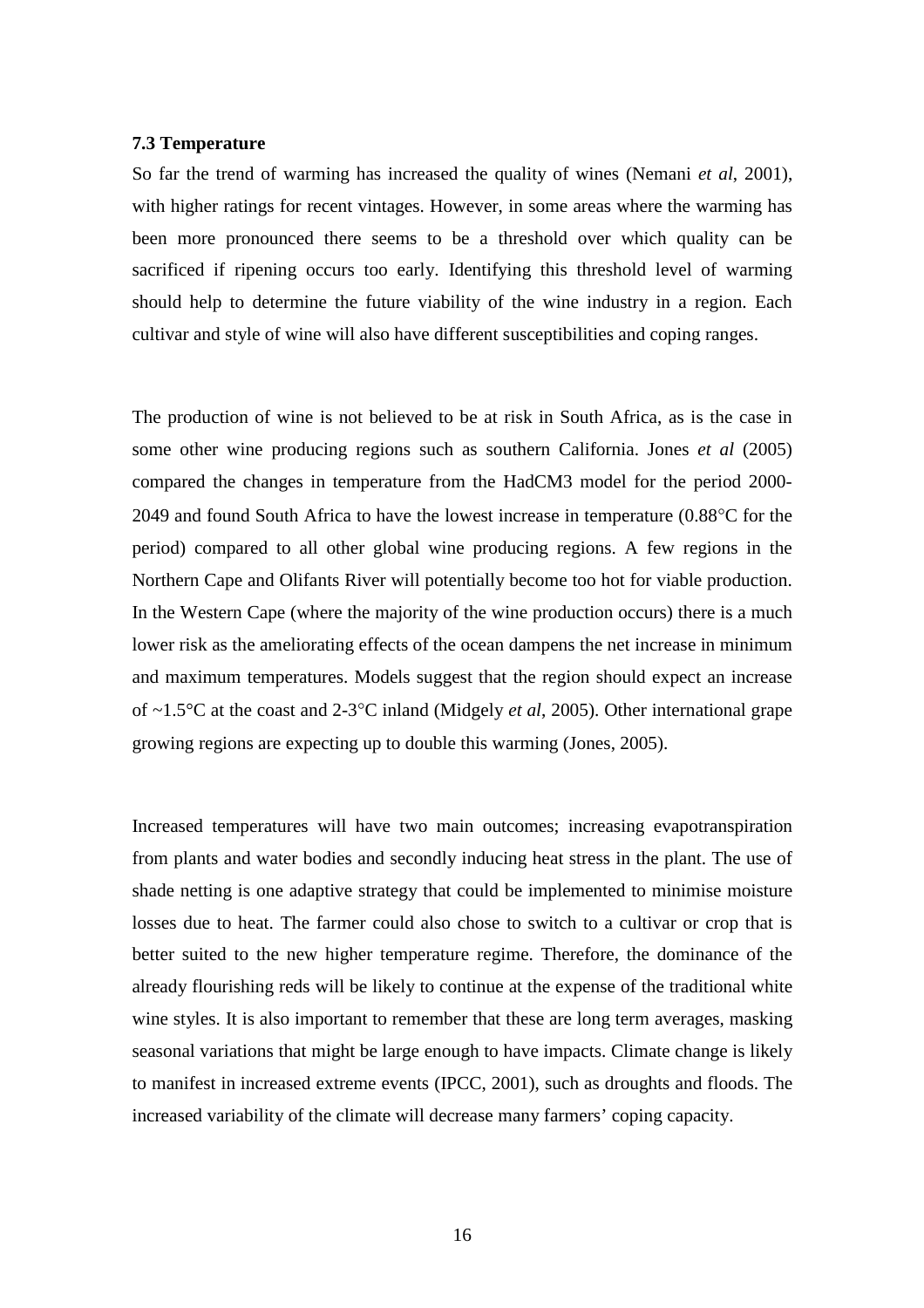### 7.3 Temperature

So far the trend of warming has increased the quality of wines (Nemani *et al*, 2001), with higher ratings for recent vintages. However, in some areas where the warming has been more pronounced there seems to be a threshold over which quality can be sacrificed if ripening occurs too early. Identifying this threshold level of warming should help to determine the future viability of the wine industry in a region. Each cultivar and style of wine will also have different susceptibilities and coping ranges.

The production of wine is not believed to be at risk in South Africa, as is the case in some other wine producing regions such as southern California. Jones *et al* (2005) compared the changes in temperature from the HadCM3 model for the period 2000-2049 and found South Africa to have the lowest increase in temperature (0.88°C for the period) compared to all other global wine producing regions. A few regions in the Northern Cape and Olifants River will potentially become too hot for viable production. In the Western Cape (where the majority of the wine production occurs) there is a much lower risk as the ameliorating effects of the ocean dampens the net increase in minimum and maximum temperatures. Models suggest that the region should expect an increase of ~1.5°C at the coast and 2-3°C inland (Midgely *et al*, 2005). Other international grape growing regions are expecting up to double this warming (Jones, 2005).

Increased temperatures will have two main outcomes; increasing evapotranspiration from plants and water bodies and secondly inducing heat stress in the plant. The use of shade netting is one adaptive strategy that could be implemented to minimise moisture losses due to heat. The farmer could also chose to switch to a cultivar or crop that is better suited to the new higher temperature regime. Therefore, the dominance of the already flourishing reds will be likely to continue at the expense of the traditional white wine styles. It is also important to remember that these are long term averages, masking seasonal variations that might be large enough to have impacts. Climate change is likely to manifest in increased extreme events (IPCC, 2001), such as droughts and floods. The increased variability of the climate will decrease many farmers' coping capacity.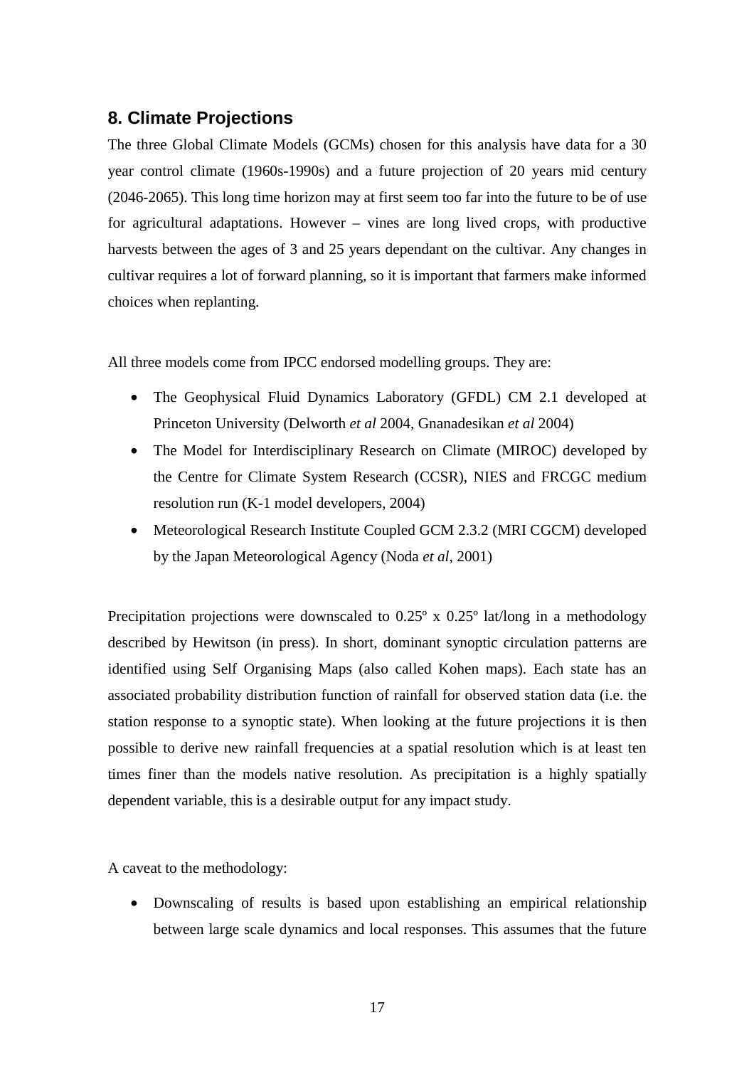## 8. Climate Projections

The three Global Climate Models (GCMs) chosen for this analysis have data for a 30 year control climate (1960s-1990s) and a future projection of 20 years mid century (2046-2065). This long time horizon may at first seem too far into the future to be of use for agricultural adaptations. However – vines are long lived crops, with productive harvests between the ages of 3 and 25 years dependant on the cultivar. Any changes in cultivar requires a lot of forward planning, so it is important that farmers make informed choices when replanting.

All three models come from IPCC endorsed modelling groups. They are:

- The Geophysical Fluid Dynamics Laboratory (GFDL) CM 2.1 developed at Princeton University (Delworth *et al* 2004, Gnanadesikan *et al* 2004)
- The Model for Interdisciplinary Research on Climate (MIROC) developed by the Centre for Climate System Research (CCSR), NIES and FRCGC medium resolution run (K-1 model developers, 2004)
- Meteorological Research Institute Coupled GCM 2.3.2 (MRI CGCM) developed by the Japan Meteorological Agency (Noda *et al*, 2001)

Precipitation projections were downscaled to 0.25º x 0.25º lat/long in a methodology described by Hewitson (in press). In short, dominant synoptic circulation patterns are identified using Self Organising Maps (also called Kohen maps). Each state has an associated probability distribution function of rainfall for observed station data (i.e. the station response to a synoptic state). When looking at the future projections it is then possible to derive new rainfall frequencies at a spatial resolution which is at least ten times finer than the models native resolution. As precipitation is a highly spatially dependent variable, this is a desirable output for any impact study.

A caveat to the methodology:

- Downscaling of results is based upon establishing an empirical relationship between large scale dynamics and local responses. This assumes that the future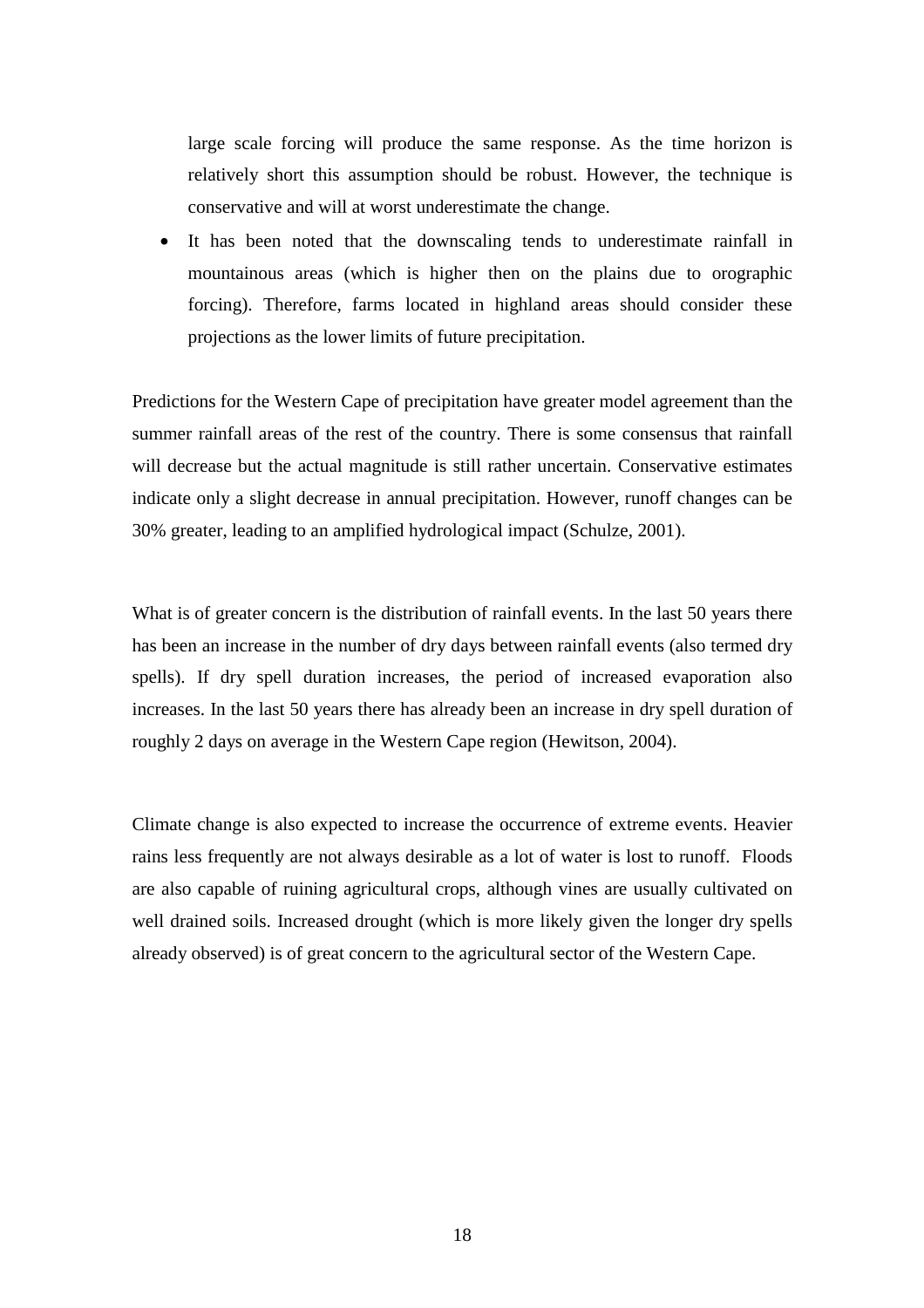large scale forcing will produce the same response. As the time horizon is relatively short this assumption should be robust. However, the technique is conservative and will at worst underestimate the change.

- It has been noted that the downscaling tends to underestimate rainfall in mountainous areas (which is higher then on the plains due to orographic forcing). Therefore, farms located in highland areas should consider these projections as the lower limits of future precipitation.

Predictions for the Western Cape of precipitation have greater model agreement than the summer rainfall areas of the rest of the country. There is some consensus that rainfall will decrease but the actual magnitude is still rather uncertain. Conservative estimates indicate only a slight decrease in annual precipitation. However, runoff changes can be 30% greater, leading to an amplified hydrological impact (Schulze, 2001).

What is of greater concern is the distribution of rainfall events. In the last 50 years there has been an increase in the number of dry days between rainfall events (also termed dry spells). If dry spell duration increases, the period of increased evaporation also increases. In the last 50 years there has already been an increase in dry spell duration of roughly 2 days on average in the Western Cape region (Hewitson, 2004).

Climate change is also expected to increase the occurrence of extreme events. Heavier rains less frequently are not always desirable as a lot of water is lost to runoff. Floods are also capable of ruining agricultural crops, although vines are usually cultivated on well drained soils. Increased drought (which is more likely given the longer dry spells already observed) is of great concern to the agricultural sector of the Western Cape.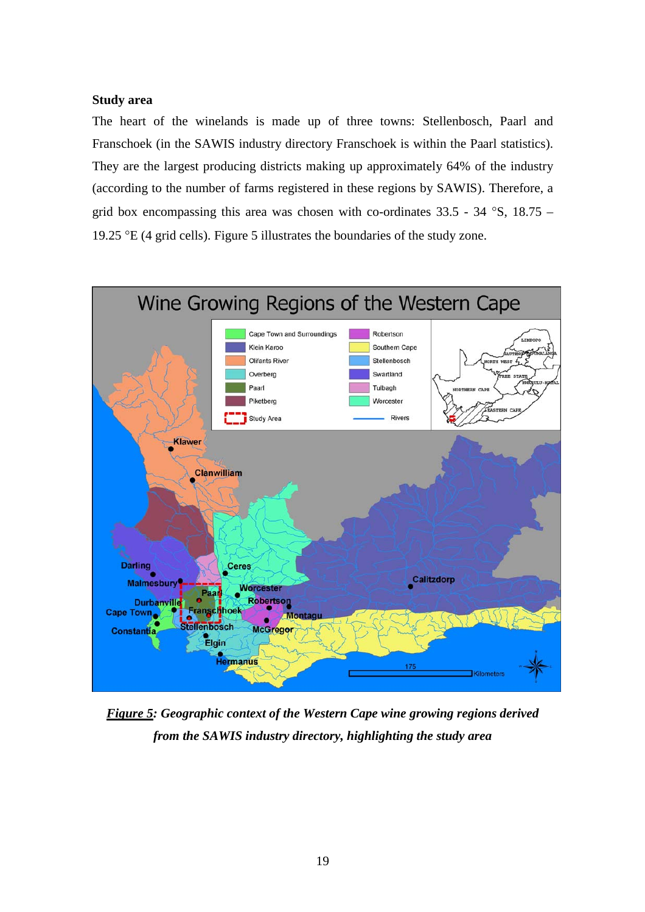**Study area**

The heart of the winelands is made up of three towns: Stellenbosch, Paarl and Franschoek (in the SAWIS industry directory Franschoek is within the Paarl statistics). They are the largest producing districts making up approximately 64% of the industry (according to the number of farms registered in these regions by SAWIS). Therefore, a grid box encompassing this area was chosen with co-ordinates 33.5 - 34 °S, 18.75 – 19.25 °E (4 grid cells). Figure 5 illustrates the boundaries of the study zone.

***Figure 5*: Geographic context of the Western Cape wine growing regions derived from the SAWIS industry directory, highlighting the study area**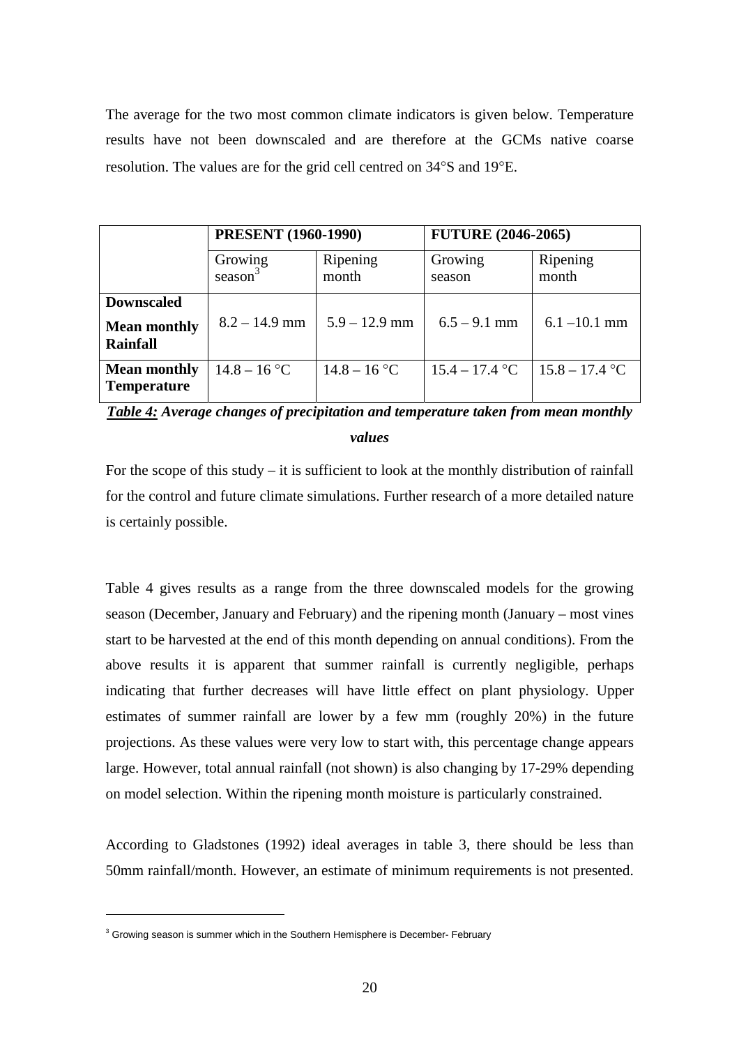The average for the two most common climate indicators is given below. Temperature results have not been downscaled and are therefore at the GCMs native coarse resolution. The values are for the grid cell centred on 34°S and 19°E.

| | **PRESENT (1960-1990)** | | **FUTURE (2046-2065)** | |
|---|---|---|---|---|
| | Growing season[3] | Ripening month | Growing season | Ripening month |
| **Downscaled Mean monthly Rainfall** | 8.2 – 14.9 mm | 5.9 – 12.9 mm | 6.5 – 9.1 mm | 6.1 –10.1 mm |
| **Mean monthly Temperature** | 14.8 – 16 °C | 14.8 – 16 °C | 15.4 – 17.4 °C | 15.8 – 17.4 °C |

***Table 4:** Average changes of precipitation and temperature taken from mean monthly values*

For the scope of this study – it is sufficient to look at the monthly distribution of rainfall for the control and future climate simulations. Further research of a more detailed nature is certainly possible.

Table 4 gives results as a range from the three downscaled models for the growing season (December, January and February) and the ripening month (January – most vines start to be harvested at the end of this month depending on annual conditions). From the above results it is apparent that summer rainfall is currently negligible, perhaps indicating that further decreases will have little effect on plant physiology. Upper estimates of summer rainfall are lower by a few mm (roughly 20%) in the future projections. As these values were very low to start with, this percentage change appears large. However, total annual rainfall (not shown) is also changing by 17-29% depending on model selection. Within the ripening month moisture is particularly constrained.

According to Gladstones (1992) ideal averages in table 3, there should be less than 50mm rainfall/month. However, an estimate of minimum requirements is not presented.

[3] Growing season is summer which in the Southern Hemisphere is December- February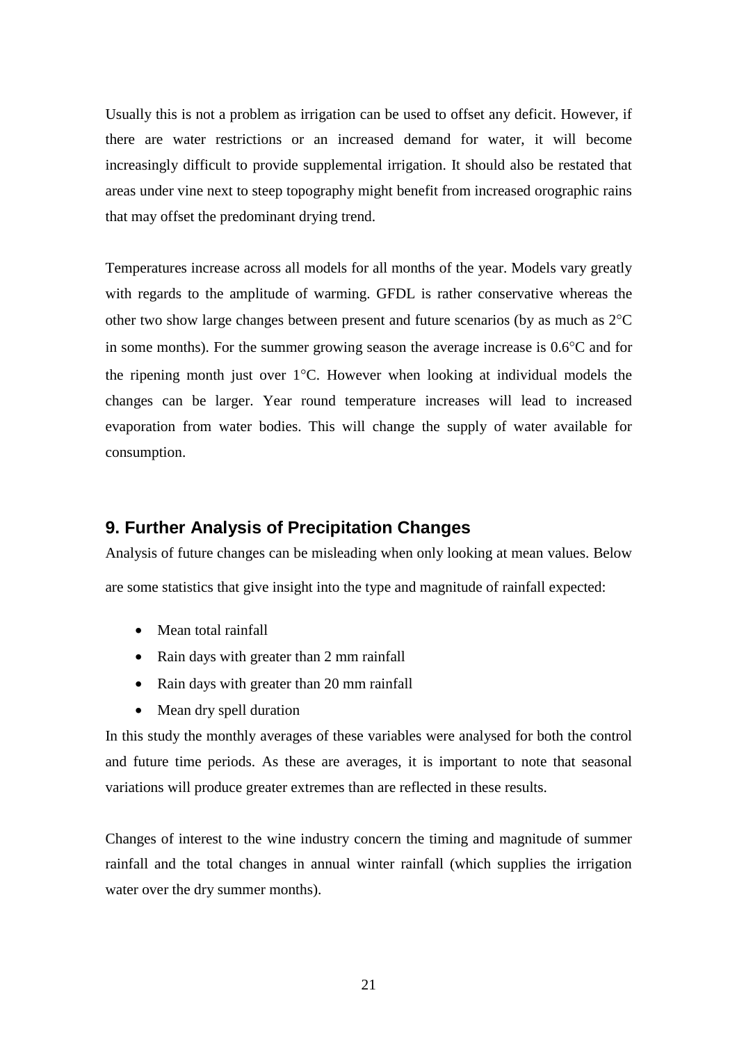Usually this is not a problem as irrigation can be used to offset any deficit. However, if there are water restrictions or an increased demand for water, it will become increasingly difficult to provide supplemental irrigation. It should also be restated that areas under vine next to steep topography might benefit from increased orographic rains that may offset the predominant drying trend.

Temperatures increase across all models for all months of the year. Models vary greatly with regards to the amplitude of warming. GFDL is rather conservative whereas the other two show large changes between present and future scenarios (by as much as 2°C in some months). For the summer growing season the average increase is 0.6°C and for the ripening month just over 1°C. However when looking at individual models the changes can be larger. Year round temperature increases will lead to increased evaporation from water bodies. This will change the supply of water available for consumption.

## 9. Further Analysis of Precipitation Changes

Analysis of future changes can be misleading when only looking at mean values. Below are some statistics that give insight into the type and magnitude of rainfall expected:

- Mean total rainfall
- Rain days with greater than 2 mm rainfall
- Rain days with greater than 20 mm rainfall
- Mean dry spell duration

In this study the monthly averages of these variables were analysed for both the control and future time periods. As these are averages, it is important to note that seasonal variations will produce greater extremes than are reflected in these results.

Changes of interest to the wine industry concern the timing and magnitude of summer rainfall and the total changes in annual winter rainfall (which supplies the irrigation water over the dry summer months).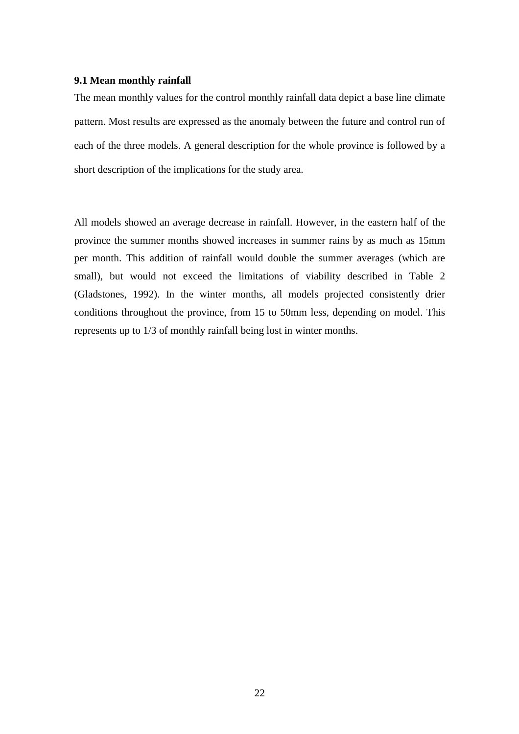### 9.1 Mean monthly rainfall

The mean monthly values for the control monthly rainfall data depict a base line climate pattern. Most results are expressed as the anomaly between the future and control run of each of the three models. A general description for the whole province is followed by a short description of the implications for the study area.

All models showed an average decrease in rainfall. However, in the eastern half of the province the summer months showed increases in summer rains by as much as 15mm per month. This addition of rainfall would double the summer averages (which are small), but would not exceed the limitations of viability described in Table 2 (Gladstones, 1992). In the winter months, all models projected consistently drier conditions throughout the province, from 15 to 50mm less, depending on model. This represents up to 1/3 of monthly rainfall being lost in winter months.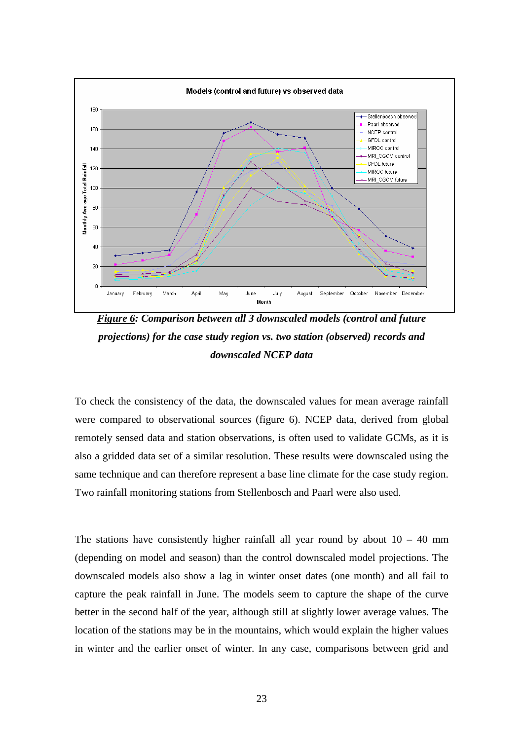*__Figure 6__: Comparison between all 3 downscaled models (control and future projections) for the case study region vs. two station (observed) records and downscaled NCEP data*

To check the consistency of the data, the downscaled values for mean average rainfall were compared to observational sources (figure 6). NCEP data, derived from global remotely sensed data and station observations, is often used to validate GCMs, as it is also a gridded data set of a similar resolution. These results were downscaled using the same technique and can therefore represent a base line climate for the case study region. Two rainfall monitoring stations from Stellenbosch and Paarl were also used.

The stations have consistently higher rainfall all year round by about 10 – 40 mm (depending on model and season) than the control downscaled model projections. The downscaled models also show a lag in winter onset dates (one month) and all fail to capture the peak rainfall in June. The models seem to capture the shape of the curve better in the second half of the year, although still at slightly lower average values. The location of the stations may be in the mountains, which would explain the higher values in winter and the earlier onset of winter. In any case, comparisons between grid and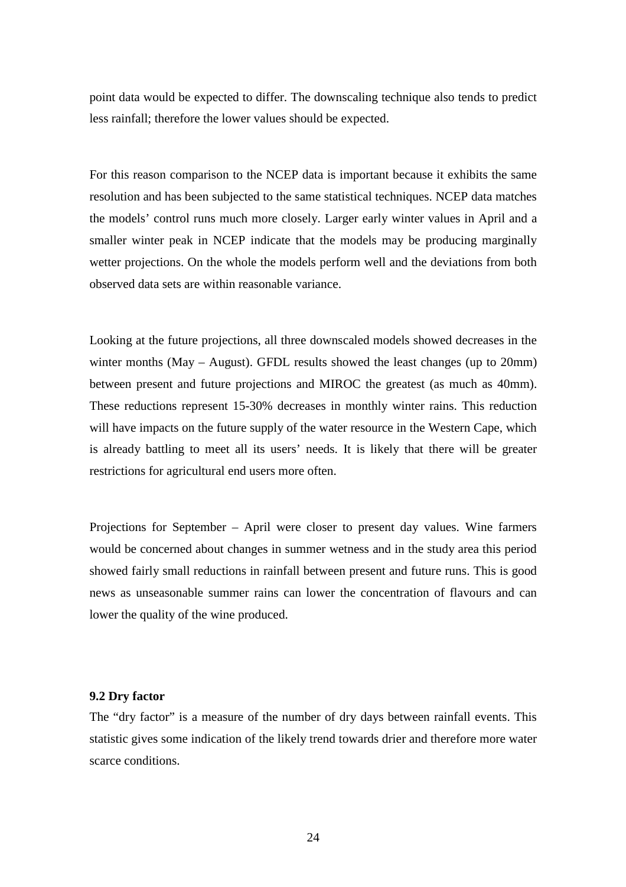point data would be expected to differ. The downscaling technique also tends to predict less rainfall; therefore the lower values should be expected.

For this reason comparison to the NCEP data is important because it exhibits the same resolution and has been subjected to the same statistical techniques. NCEP data matches the models' control runs much more closely. Larger early winter values in April and a smaller winter peak in NCEP indicate that the models may be producing marginally wetter projections. On the whole the models perform well and the deviations from both observed data sets are within reasonable variance.

Looking at the future projections, all three downscaled models showed decreases in the winter months (May – August). GFDL results showed the least changes (up to 20mm) between present and future projections and MIROC the greatest (as much as 40mm). These reductions represent 15-30% decreases in monthly winter rains. This reduction will have impacts on the future supply of the water resource in the Western Cape, which is already battling to meet all its users' needs. It is likely that there will be greater restrictions for agricultural end users more often.

Projections for September – April were closer to present day values. Wine farmers would be concerned about changes in summer wetness and in the study area this period showed fairly small reductions in rainfall between present and future runs. This is good news as unseasonable summer rains can lower the concentration of flavours and can lower the quality of the wine produced.

### 9.2 Dry factor

The "dry factor" is a measure of the number of dry days between rainfall events. This statistic gives some indication of the likely trend towards drier and therefore more water scarce conditions.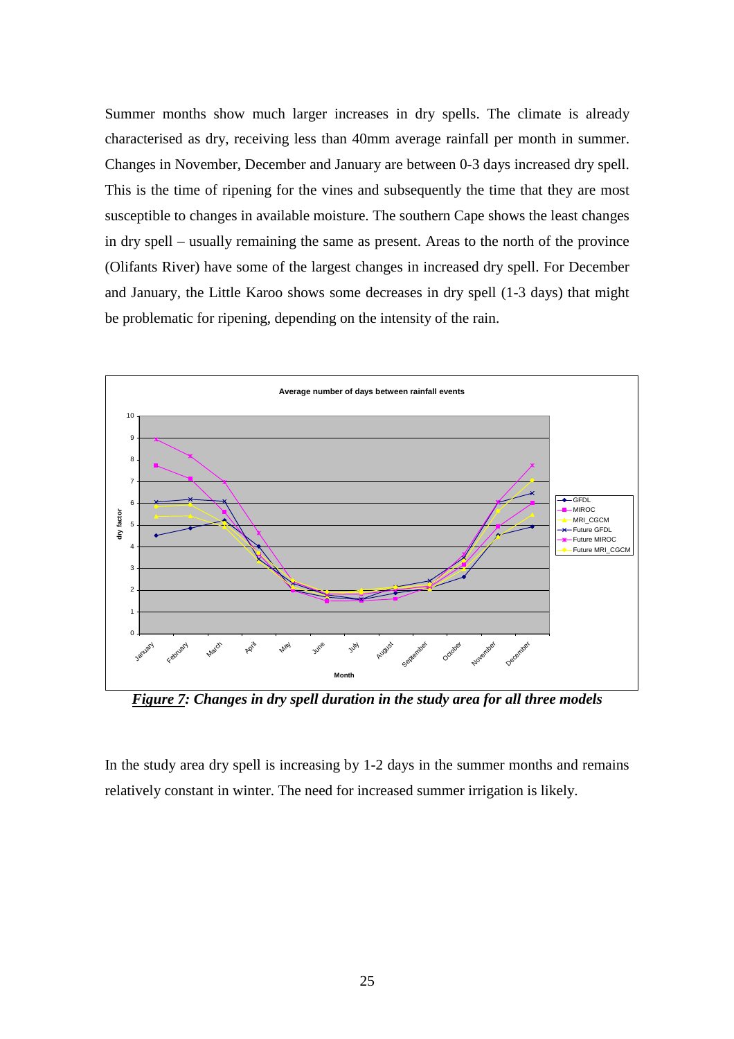Summer months show much larger increases in dry spells. The climate is already characterised as dry, receiving less than 40mm average rainfall per month in summer. Changes in November, December and January are between 0-3 days increased dry spell. This is the time of ripening for the vines and subsequently the time that they are most susceptible to changes in available moisture. The southern Cape shows the least changes in dry spell – usually remaining the same as present. Areas to the north of the province (Olifants River) have some of the largest changes in increased dry spell. For December and January, the Little Karoo shows some decreases in dry spell (1-3 days) that might be problematic for ripening, depending on the intensity of the rain.

***Figure 7**: Changes in dry spell duration in the study area for all three models*

In the study area dry spell is increasing by 1-2 days in the summer months and remains relatively constant in winter. The need for increased summer irrigation is likely.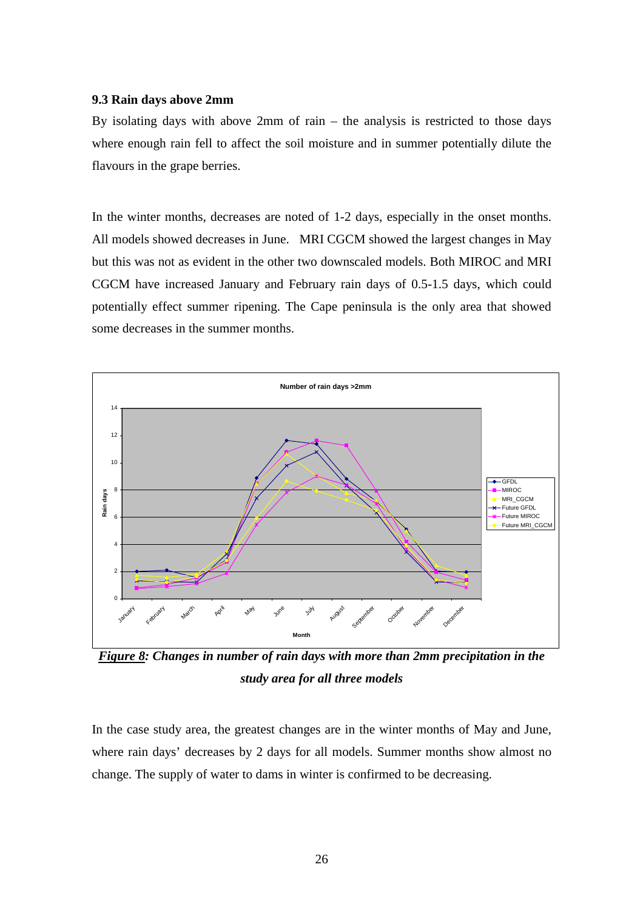### 9.3 Rain days above 2mm

By isolating days with above 2mm of rain – the analysis is restricted to those days where enough rain fell to affect the soil moisture and in summer potentially dilute the flavours in the grape berries.

In the winter months, decreases are noted of 1-2 days, especially in the onset months. All models showed decreases in June. MRI CGCM showed the largest changes in May but this was not as evident in the other two downscaled models. Both MIROC and MRI CGCM have increased January and February rain days of 0.5-1.5 days, which could potentially effect summer ripening. The Cape peninsula is the only area that showed some decreases in the summer months.

***Figure 8**: Changes in number of rain days with more than 2mm precipitation in the study area for all three models*

In the case study area, the greatest changes are in the winter months of May and June, where rain days' decreases by 2 days for all models. Summer months show almost no change. The supply of water to dams in winter is confirmed to be decreasing.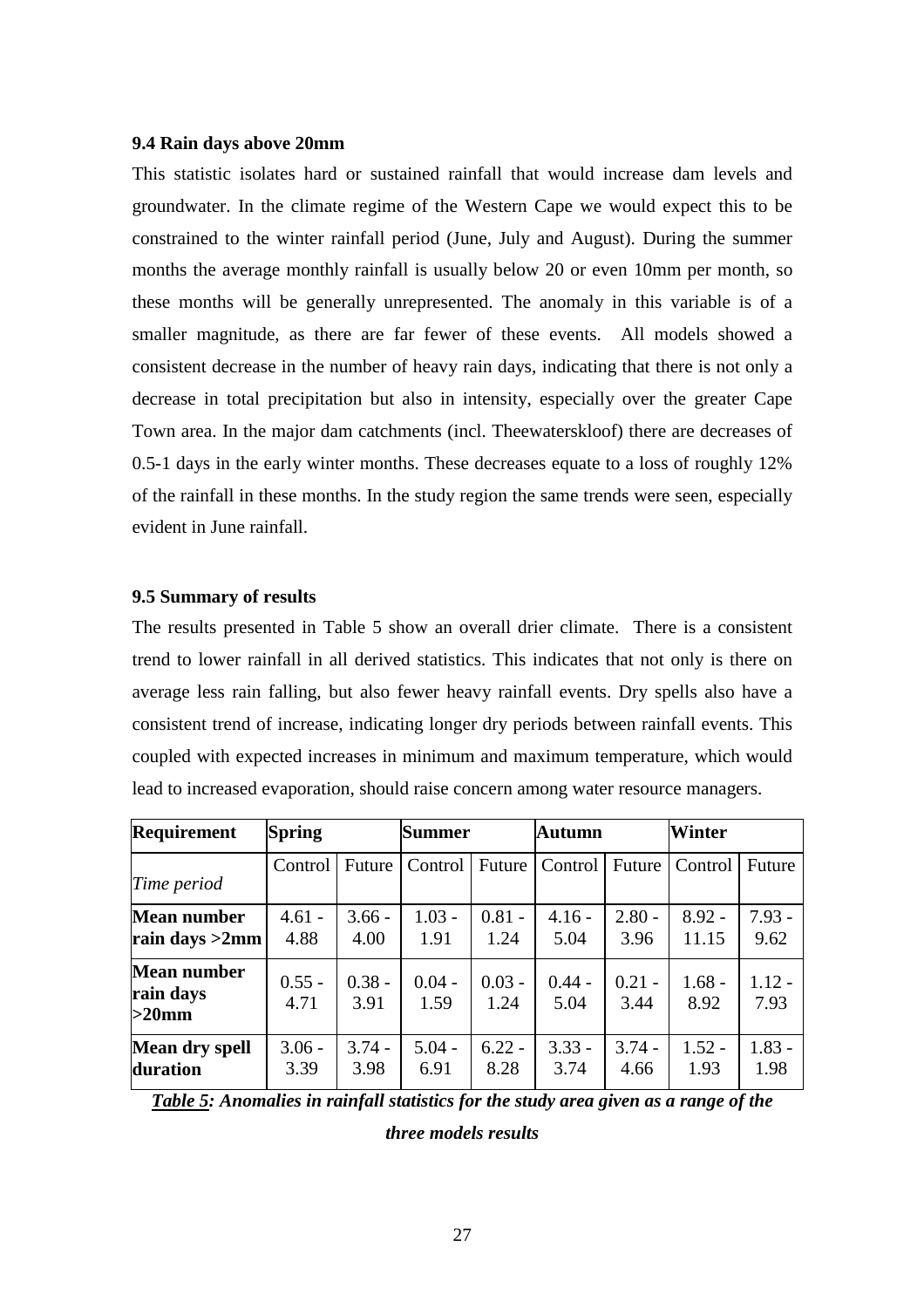### 9.4 Rain days above 20mm

This statistic isolates hard or sustained rainfall that would increase dam levels and groundwater. In the climate regime of the Western Cape we would expect this to be constrained to the winter rainfall period (June, July and August). During the summer months the average monthly rainfall is usually below 20 or even 10mm per month, so these months will be generally unrepresented. The anomaly in this variable is of a smaller magnitude, as there are far fewer of these events. All models showed a consistent decrease in the number of heavy rain days, indicating that there is not only a decrease in total precipitation but also in intensity, especially over the greater Cape Town area. In the major dam catchments (incl. Theewaterskloof) there are decreases of 0.5-1 days in the early winter months. These decreases equate to a loss of roughly 12% of the rainfall in these months. In the study region the same trends were seen, especially evident in June rainfall.

### 9.5 Summary of results

The results presented in Table 5 show an overall drier climate. There is a consistent trend to lower rainfall in all derived statistics. This indicates that not only is there on average less rain falling, but also fewer heavy rainfall events. Dry spells also have a consistent trend of increase, indicating longer dry periods between rainfall events. This coupled with expected increases in minimum and maximum temperature, which would lead to increased evaporation, should raise concern among water resource managers.

| **Requirement** | **Spring** | | **Summer** | | **Autumn** | | **Winter** | |
|---|---|---|---|---|---|---|---|---|
| *Time period* | Control | Future | Control | Future | Control | Future | Control | Future |
| **Mean number rain days >2mm** | 4.61 - 4.88 | 3.66 - 4.00 | 1.03 - 1.91 | 0.81 - 1.24 | 4.16 - 5.04 | 2.80 - 3.96 | 8.92 - 11.15 | 7.93 - 9.62 |
| **Mean number rain days >20mm** | 0.55 - 4.71 | 0.38 - 3.91 | 0.04 - 1.59 | 0.03 - 1.24 | 0.44 - 5.04 | 0.21 - 3.44 | 1.68 - 8.92 | 1.12 - 7.93 |
| **Mean dry spell duration** | 3.06 - 3.39 | 3.74 - 3.98 | 5.04 - 6.91 | 6.22 - 8.28 | 3.33 - 3.74 | 3.74 - 4.66 | 1.52 - 1.93 | 1.83 - 1.98 |

***Table 5:** Anomalies in rainfall statistics for the study area given as a range of the three models results*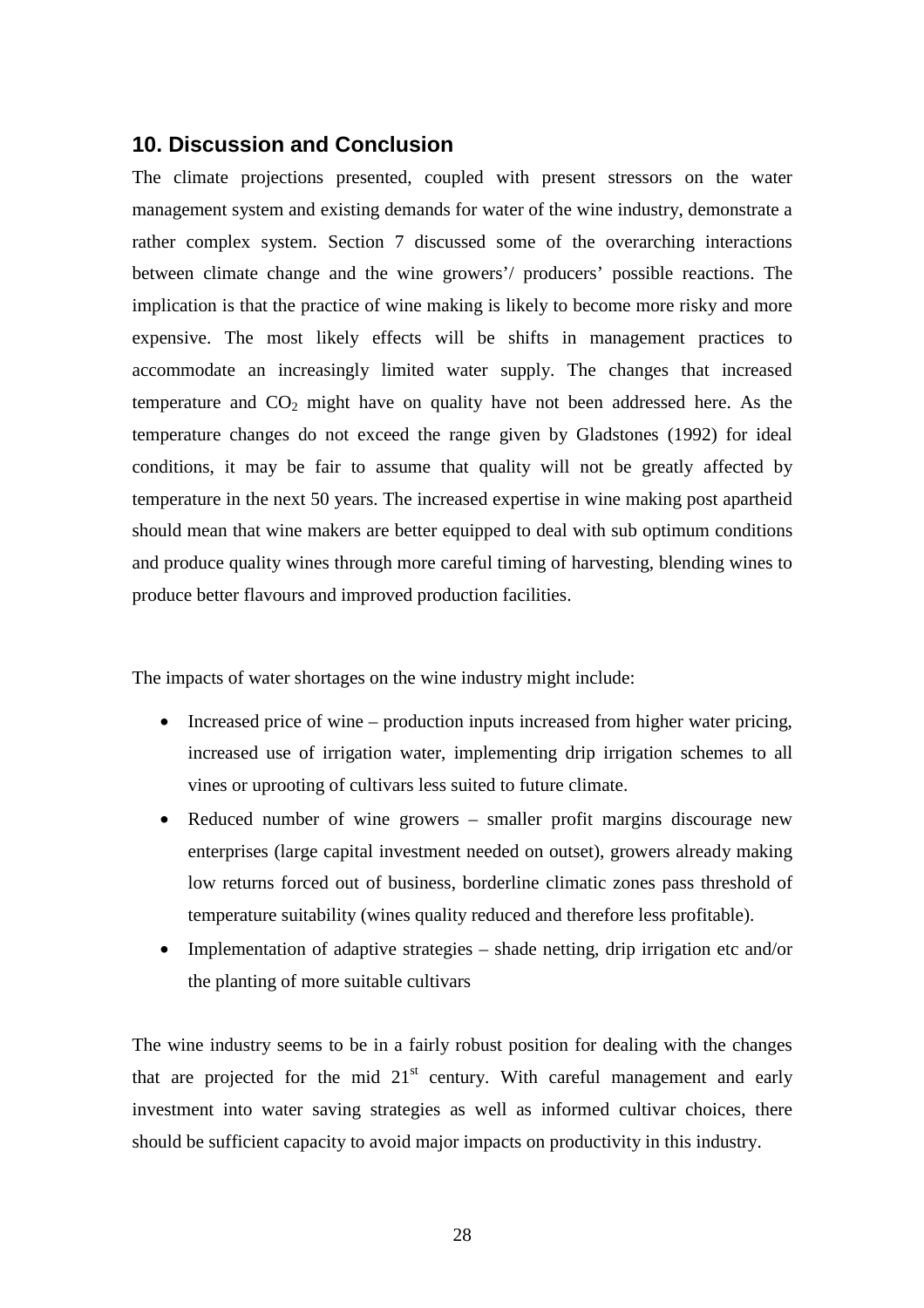## 10. Discussion and Conclusion

The climate projections presented, coupled with present stressors on the water management system and existing demands for water of the wine industry, demonstrate a rather complex system. Section 7 discussed some of the overarching interactions between climate change and the wine growers'/ producers' possible reactions. The implication is that the practice of wine making is likely to become more risky and more expensive. The most likely effects will be shifts in management practices to accommodate an increasingly limited water supply. The changes that increased temperature and $CO_2$ might have on quality have not been addressed here. As the temperature changes do not exceed the range given by Gladstones (1992) for ideal conditions, it may be fair to assume that quality will not be greatly affected by temperature in the next 50 years. The increased expertise in wine making post apartheid should mean that wine makers are better equipped to deal with sub optimum conditions and produce quality wines through more careful timing of harvesting, blending wines to produce better flavours and improved production facilities.

The impacts of water shortages on the wine industry might include:

- Increased price of wine – production inputs increased from higher water pricing, increased use of irrigation water, implementing drip irrigation schemes to all vines or uprooting of cultivars less suited to future climate.
- Reduced number of wine growers – smaller profit margins discourage new enterprises (large capital investment needed on outset), growers already making low returns forced out of business, borderline climatic zones pass threshold of temperature suitability (wines quality reduced and therefore less profitable).
- Implementation of adaptive strategies – shade netting, drip irrigation etc and/or the planting of more suitable cultivars

The wine industry seems to be in a fairly robust position for dealing with the changes that are projected for the mid 21st century. With careful management and early investment into water saving strategies as well as informed cultivar choices, there should be sufficient capacity to avoid major impacts on productivity in this industry.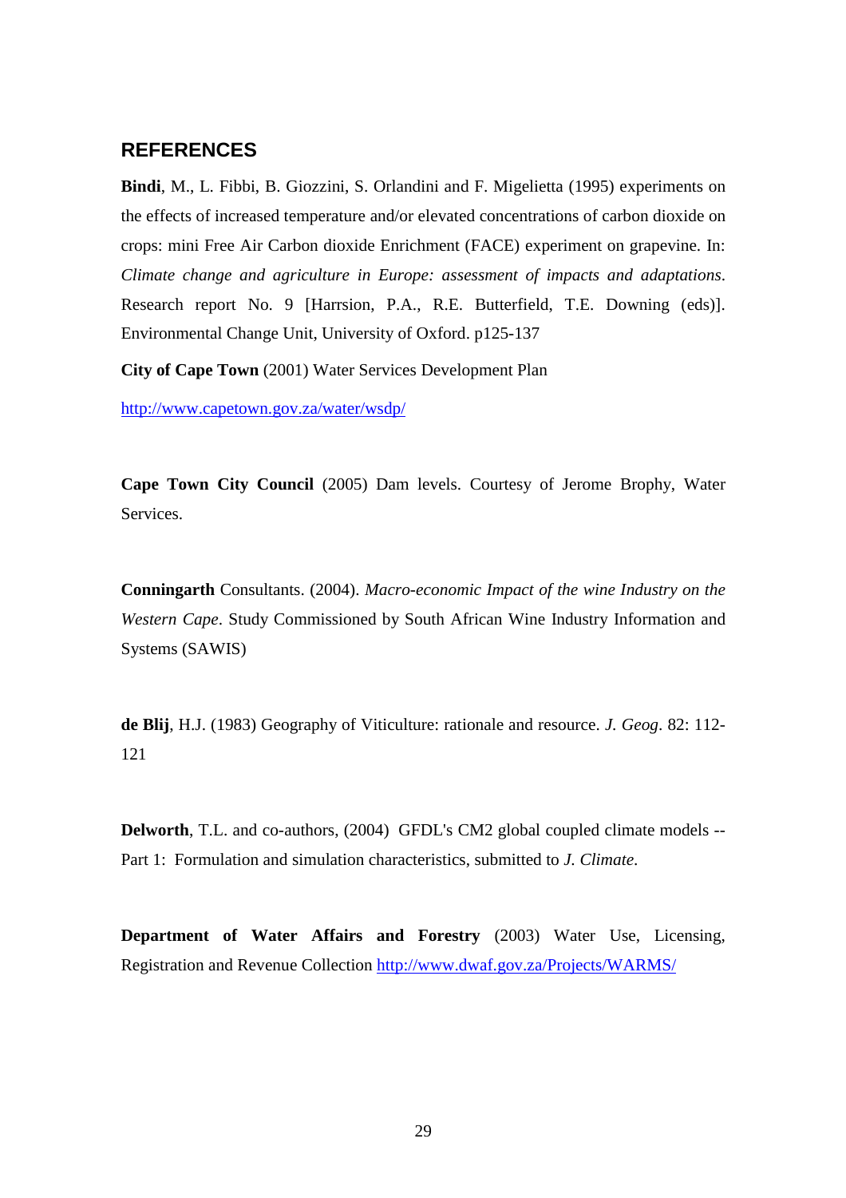## REFERENCES

**Bindi**, M., L. Fibbi, B. Giozzini, S. Orlandini and F. Migelietta (1995) experiments on the effects of increased temperature and/or elevated concentrations of carbon dioxide on crops: mini Free Air Carbon dioxide Enrichment (FACE) experiment on grapevine. In: *Climate change and agriculture in Europe: assessment of impacts and adaptations*. Research report No. 9 [Harrsion, P.A., R.E. Butterfield, T.E. Downing (eds)]. Environmental Change Unit, University of Oxford. p125-137

**City of Cape Town** (2001) Water Services Development Plan

http://www.capetown.gov.za/water/wsdp/

**Cape Town City Council** (2005) Dam levels. Courtesy of Jerome Brophy, Water Services.

**Conningarth** Consultants. (2004). *Macro-economic Impact of the wine Industry on the Western Cape*. Study Commissioned by South African Wine Industry Information and Systems (SAWIS)

**de Blij**, H.J. (1983) Geography of Viticulture: rationale and resource. *J. Geog*. 82: 112-121

**Delworth**, T.L. and co-authors, (2004) GFDL's CM2 global coupled climate models -- Part 1: Formulation and simulation characteristics, submitted to *J. Climate.*

**Department of Water Affairs and Forestry** (2003) Water Use, Licensing, Registration and Revenue Collection http://www.dwaf.gov.za/Projects/WARMS/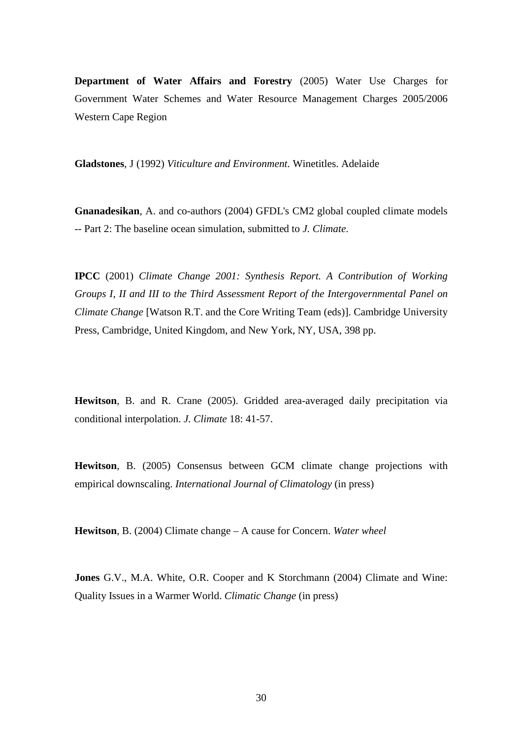**Department of Water Affairs and Forestry** (2005) Water Use Charges for Government Water Schemes and Water Resource Management Charges 2005/2006 Western Cape Region

**Gladstones**, J (1992) *Viticulture and Environment.* Winetitles. Adelaide

**Gnanadesikan**, A. and co-authors (2004) GFDL's CM2 global coupled climate models -- Part 2: The baseline ocean simulation, submitted to *J. Climate.*

**IPCC** (2001) *Climate Change 2001: Synthesis Report. A Contribution of Working Groups I, II and III to the Third Assessment Report of the Intergovernmental Panel on Climate Change* [Watson R.T. and the Core Writing Team (eds)]. Cambridge University Press, Cambridge, United Kingdom, and New York, NY, USA, 398 pp.

**Hewitson**, B. and R. Crane (2005). Gridded area-averaged daily precipitation via conditional interpolation. *J. Climate* 18: 41-57.

**Hewitson**, B. (2005) Consensus between GCM climate change projections with empirical downscaling. *International Journal of Climatology* (in press)

**Hewitson**, B. (2004) Climate change – A cause for Concern. *Water wheel*

**Jones** G.V., M.A. White, O.R. Cooper and K Storchmann (2004) Climate and Wine: Quality Issues in a Warmer World. *Climatic Change* (in press)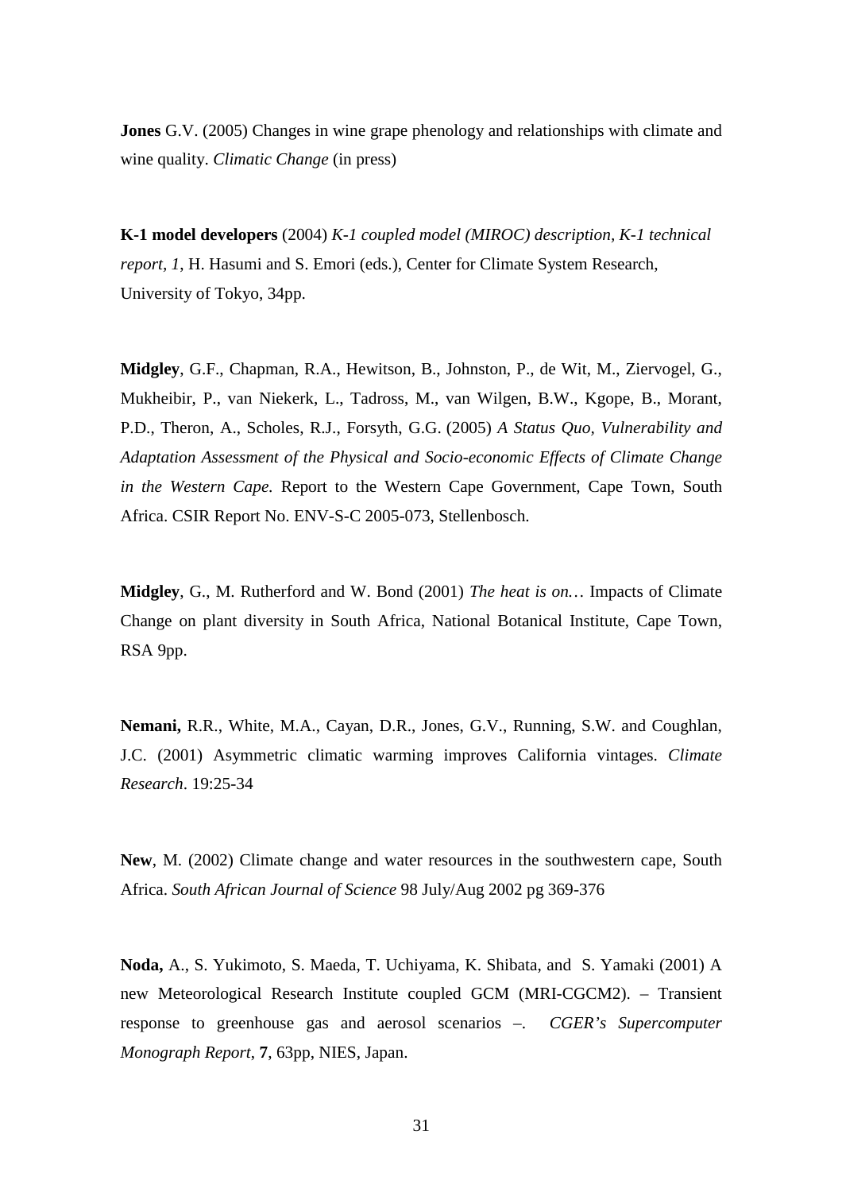**Jones** G.V. (2005) Changes in wine grape phenology and relationships with climate and wine quality. *Climatic Change* (in press)

**K-1 model developers** (2004) *K-1 coupled model (MIROC) description, K-1 technical report, 1*, H. Hasumi and S. Emori (eds.), Center for Climate System Research, University of Tokyo, 34pp.

**Midgley**, G.F., Chapman, R.A., Hewitson, B., Johnston, P., de Wit, M., Ziervogel, G., Mukheibir, P., van Niekerk, L., Tadross, M., van Wilgen, B.W., Kgope, B., Morant, P.D., Theron, A., Scholes, R.J., Forsyth, G.G. (2005) *A Status Quo, Vulnerability and Adaptation Assessment of the Physical and Socio-economic Effects of Climate Change in the Western Cape.* Report to the Western Cape Government, Cape Town, South Africa. CSIR Report No. ENV-S-C 2005-073, Stellenbosch.

**Midgley**, G., M. Rutherford and W. Bond (2001) *The heat is on…* Impacts of Climate Change on plant diversity in South Africa, National Botanical Institute, Cape Town, RSA 9pp.

**Nemani,** R.R., White, M.A., Cayan, D.R., Jones, G.V., Running, S.W. and Coughlan, J.C. (2001) Asymmetric climatic warming improves California vintages. *Climate Research*. 19:25-34

**New**, M. (2002) Climate change and water resources in the southwestern cape, South Africa. *South African Journal of Science* 98 July/Aug 2002 pg 369-376

**Noda,** A., S. Yukimoto, S. Maeda, T. Uchiyama, K. Shibata, and S. Yamaki (2001) A new Meteorological Research Institute coupled GCM (MRI-CGCM2). – Transient response to greenhouse gas and aerosol scenarios –. *CGER's Supercomputer Monograph Report*, **7**, 63pp, NIES, Japan.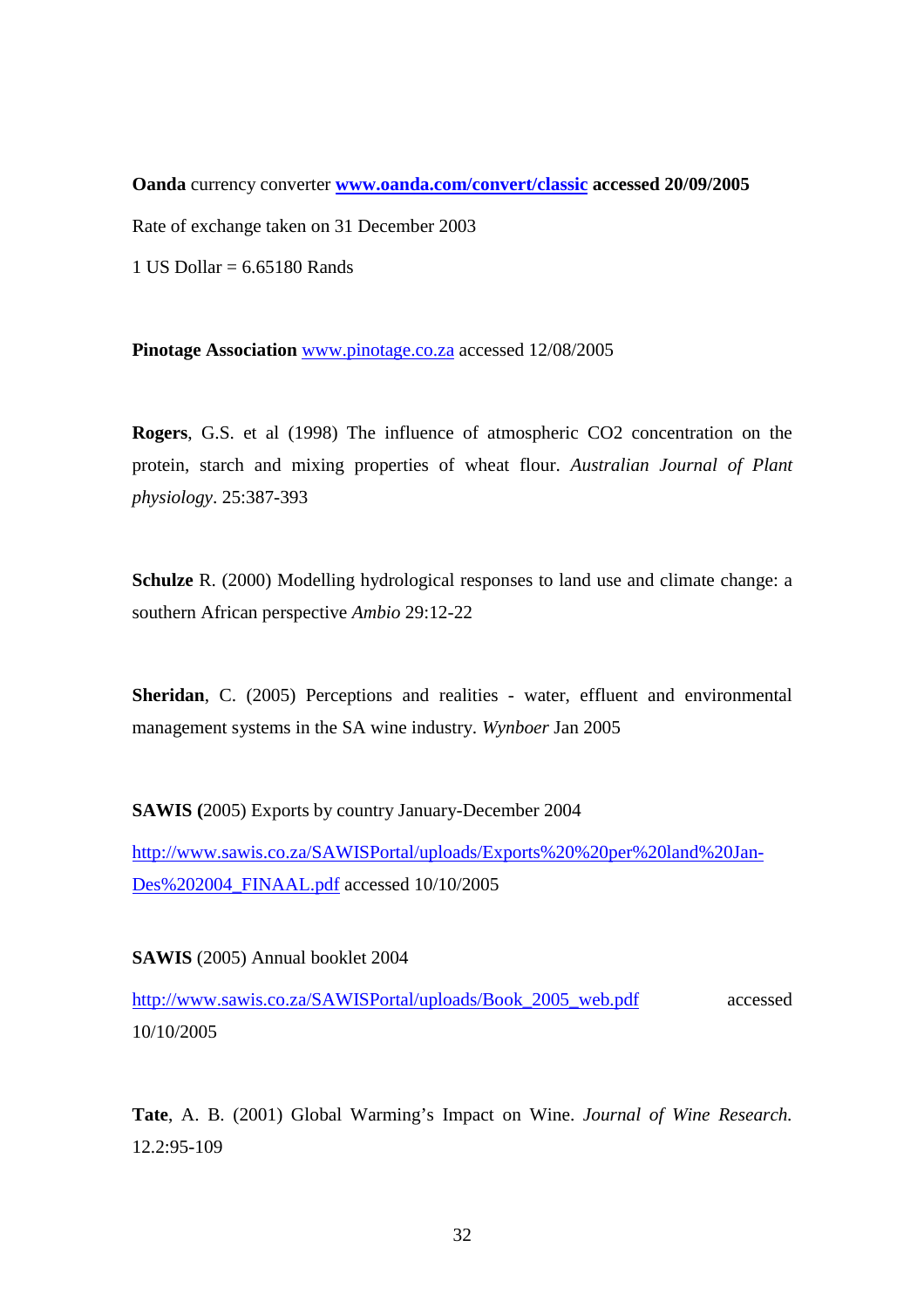**Oanda** currency converter **[www.oanda.com/convert/classic](http://www.oanda.com/convert/classic) accessed 20/09/2005**

Rate of exchange taken on 31 December 2003

1 US Dollar = 6.65180 Rands

**Pinotage Association** [www.pinotage.co.za](http://www.pinotage.co.za) accessed 12/08/2005

**Rogers**, G.S. et al (1998) The influence of atmospheric CO2 concentration on the protein, starch and mixing properties of wheat flour. *Australian Journal of Plant physiology*. 25:387-393

**Schulze** R. (2000) Modelling hydrological responses to land use and climate change: a southern African perspective *Ambio* 29:12-22

**Sheridan**, C. (2005) Perceptions and realities - water, effluent and environmental management systems in the SA wine industry. *Wynboer* Jan 2005

**SAWIS (**2005) Exports by country January-December 2004

[http://www.sawis.co.za/SAWISPortal/uploads/Exports%20%20per%20land%20Jan-Des%202004_FINAAL.pdf](http://www.sawis.co.za/SAWISPortal/uploads/Exports%20%20per%20land%20Jan-Des%202004_FINAAL.pdf) accessed 10/10/2005

**SAWIS** (2005) Annual booklet 2004

[http://www.sawis.co.za/SAWISPortal/uploads/Book_2005_web.pdf](http://www.sawis.co.za/SAWISPortal/uploads/Book_2005_web.pdf) accessed 10/10/2005

**Tate**, A. B. (2001) Global Warming's Impact on Wine. *Journal of Wine Research.* 12.2:95-109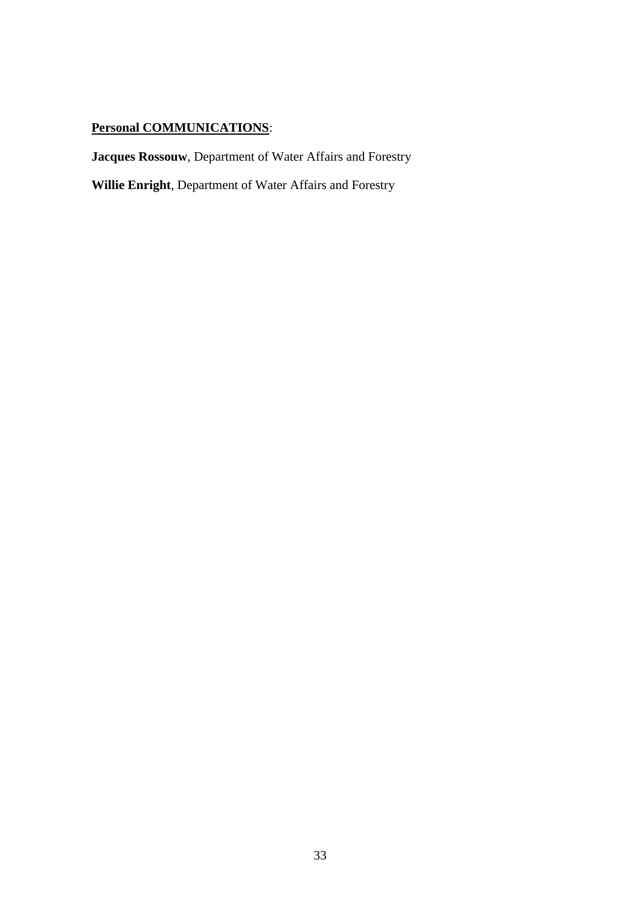**Personal COMMUNICATIONS**:

**Jacques Rossouw**, Department of Water Affairs and Forestry

**Willie Enright**, Department of Water Affairs and Forestry